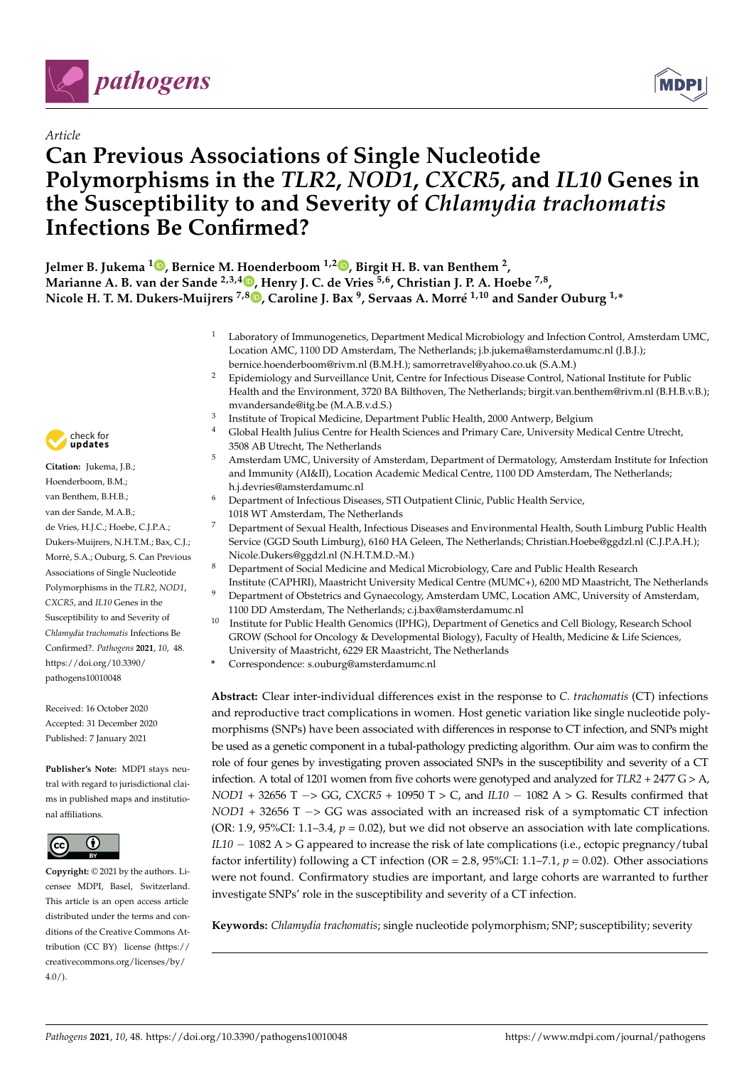*Article*

# Can Previous Associations of Single Nucleotide Polymorphisms in the *TLR2*, *NOD1*, *CXCR5*, and *IL10* Genes in the Susceptibility to and Severity of *Chlamydia trachomatis* Infections Be Confirmed?

**Jelmer B. Jukema [1], Bernice M. Hoenderboom [1,2], Birgit H. B. van Benthem [2], Marianne A. B. van der Sande [2,3,4], Henry J. C. de Vries [5,6], Christian J. P. A. Hoebe [7,8], Nicole H. T. M. Dukers-Muijrers [7,8], Caroline J. Bax [9], Servaas A. Morré [1,10] and Sander Ouburg [1,*]**

1. Laboratory of Immunogenetics, Department Medical Microbiology and Infection Control, Amsterdam UMC, Location AMC, 1100 DD Amsterdam, The Netherlands; j.b.jukema@amsterdamumc.nl (J.B.J.); bernice.hoenderboom@rivm.nl (B.M.H.); samorretravel@yahoo.co.uk (S.A.M.)
2. Epidemiology and Surveillance Unit, Centre for Infectious Disease Control, National Institute for Public Health and the Environment, 3720 BA Bilthoven, The Netherlands; birgit.van.benthem@rivm.nl (B.H.B.v.B.); mvandersande@itg.be (M.A.B.v.d.S.)
3. Institute of Tropical Medicine, Department Public Health, 2000 Antwerp, Belgium
4. Global Health Julius Centre for Health Sciences and Primary Care, University Medical Centre Utrecht, 3508 AB Utrecht, The Netherlands
5. Amsterdam UMC, University of Amsterdam, Department of Dermatology, Amsterdam Institute for Infection and Immunity (AI&II), Location Academic Medical Centre, 1100 DD Amsterdam, The Netherlands; h.j.devries@amsterdamumc.nl
6. Department of Infectious Diseases, STI Outpatient Clinic, Public Health Service, 1018 WT Amsterdam, The Netherlands
7. Department of Sexual Health, Infectious Diseases and Environmental Health, South Limburg Public Health Service (GGD South Limburg), 6160 HA Geleen, The Netherlands; Christian.Hoebe@ggdzl.nl (C.J.P.A.H.); Nicole.Dukers@ggdzl.nl (N.H.T.M.D.-M.)
8. Department of Social Medicine and Medical Microbiology, Care and Public Health Research Institute (CAPHRI), Maastricht University Medical Centre (MUMC+), 6200 MD Maastricht, The Netherlands
9. Department of Obstetrics and Gynaecology, Amsterdam UMC, Location AMC, University of Amsterdam, 1100 DD Amsterdam, The Netherlands; c.j.bax@amsterdamumc.nl
10. Institute for Public Health Genomics (IPHG), Department of Genetics and Cell Biology, Research School GROW (School for Oncology & Developmental Biology), Faculty of Health, Medicine & Life Sciences, University of Maastricht, 6229 ER Maastricht, The Netherlands

\* Correspondence: s.ouburg@amsterdamumc.nl

**Citation:** Jukema, J.B.; Hoenderboom, B.M.; van Benthem, B.H.B.; van der Sande, M.A.B.; de Vries, H.J.C.; Hoebe, C.J.P.A.; Dukers-Muijrers, N.H.T.M.; Bax, C.J.; Morré, S.A.; Ouburg, S. Can Previous Associations of Single Nucleotide Polymorphisms in the *TLR2*, *NOD1*, *CXCR5*, and *IL10* Genes in the Susceptibility to and Severity of *Chlamydia trachomatis* Infections Be Confirmed?. *Pathogens* **2021**, *10*, 48. https://doi.org/10.3390/pathogens10010048

Received: 16 October 2020
Accepted: 31 December 2020
Published: 7 January 2021

**Publisher's Note:** MDPI stays neutral with regard to jurisdictional claims in published maps and institutional affiliations.

**Copyright:** © 2021 by the authors. Licensee MDPI, Basel, Switzerland. This article is an open access article distributed under the terms and conditions of the Creative Commons Attribution (CC BY) license (https://creativecommons.org/licenses/by/4.0/).

**Abstract:** Clear inter-individual differences exist in the response to *C. trachomatis* (CT) infections and reproductive tract complications in women. Host genetic variation like single nucleotide polymorphisms (SNPs) have been associated with differences in response to CT infection, and SNPs might be used as a genetic component in a tubal-pathology predicting algorithm. Our aim was to confirm the role of four genes by investigating proven associated SNPs in the susceptibility and severity of a CT infection. A total of 1201 women from five cohorts were genotyped and analyzed for *TLR2* + 2477 G > A, *NOD1* + 32656 T −> GG, *CXCR5* + 10950 T > C, and *IL10* − 1082 A > G. Results confirmed that *NOD1* + 32656 T −> GG was associated with an increased risk of a symptomatic CT infection (OR: 1.9, 95%CI: 1.1–3.4, $p = 0.02$), but we did not observe an association with late complications. *IL10* − 1082 A > G appeared to increase the risk of late complications (i.e., ectopic pregnancy/tubal factor infertility) following a CT infection (OR = 2.8, 95%CI: 1.1–7.1, $p = 0.02$). Other associations were not found. Confirmatory studies are important, and large cohorts are warranted to further investigate SNPs' role in the susceptibility and severity of a CT infection.

**Keywords:** *Chlamydia trachomatis*; single nucleotide polymorphism; SNP; susceptibility; severity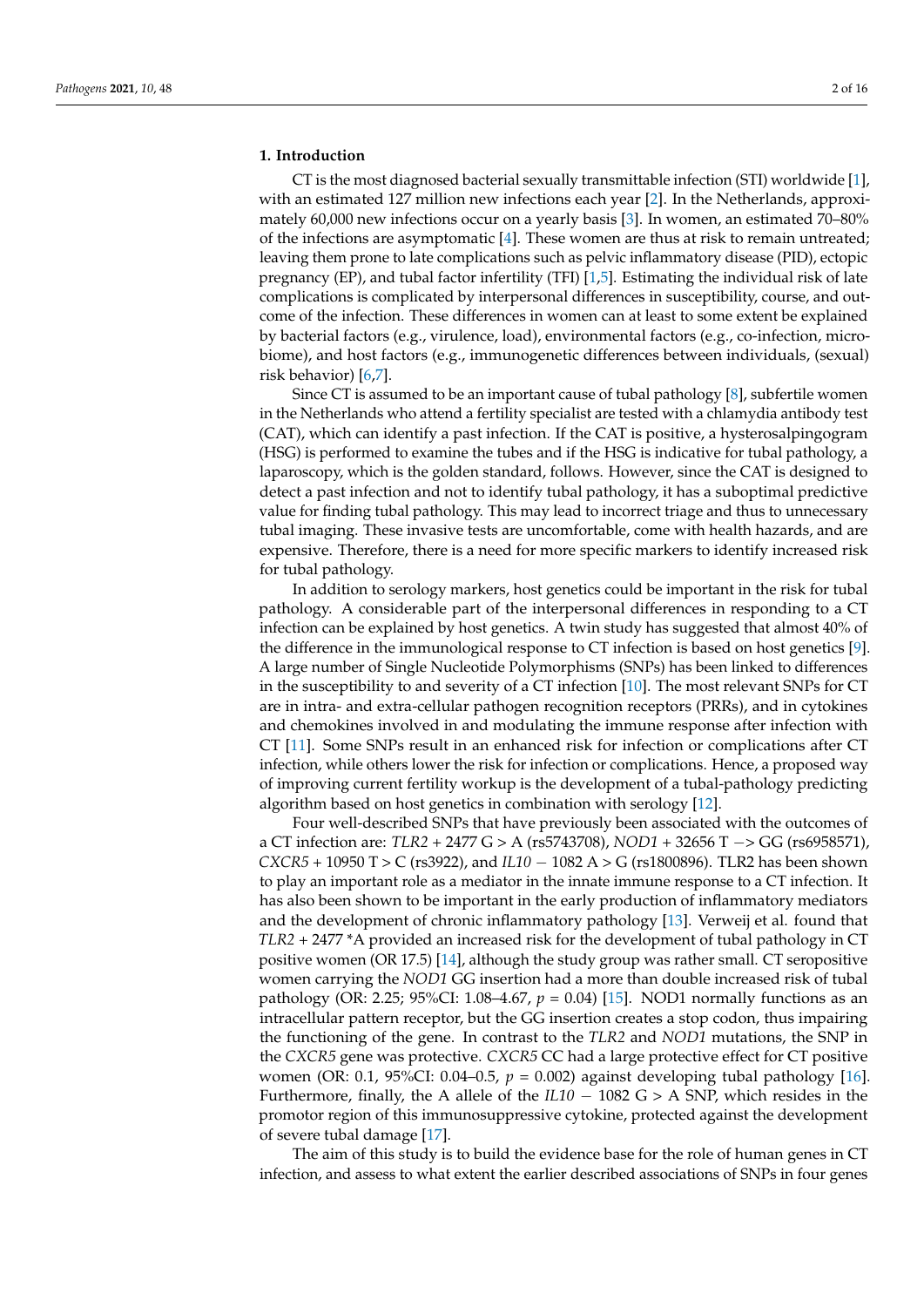## 1. Introduction

CT is the most diagnosed bacterial sexually transmittable infection (STI) worldwide [1], with an estimated 127 million new infections each year [2]. In the Netherlands, approximately 60,000 new infections occur on a yearly basis [3]. In women, an estimated 70–80% of the infections are asymptomatic [4]. These women are thus at risk to remain untreated; leaving them prone to late complications such as pelvic inflammatory disease (PID), ectopic pregnancy (EP), and tubal factor infertility (TFI) [1,5]. Estimating the individual risk of late complications is complicated by interpersonal differences in susceptibility, course, and outcome of the infection. These differences in women can at least to some extent be explained by bacterial factors (e.g., virulence, load), environmental factors (e.g., co-infection, microbiome), and host factors (e.g., immunogenetic differences between individuals, (sexual) risk behavior) [6,7].

Since CT is assumed to be an important cause of tubal pathology [8], subfertile women in the Netherlands who attend a fertility specialist are tested with a chlamydia antibody test (CAT), which can identify a past infection. If the CAT is positive, a hysterosalpingogram (HSG) is performed to examine the tubes and if the HSG is indicative for tubal pathology, a laparoscopy, which is the golden standard, follows. However, since the CAT is designed to detect a past infection and not to identify tubal pathology, it has a suboptimal predictive value for finding tubal pathology. This may lead to incorrect triage and thus to unnecessary tubal imaging. These invasive tests are uncomfortable, come with health hazards, and are expensive. Therefore, there is a need for more specific markers to identify increased risk for tubal pathology.

In addition to serology markers, host genetics could be important in the risk for tubal pathology. A considerable part of the interpersonal differences in responding to a CT infection can be explained by host genetics. A twin study has suggested that almost 40% of the difference in the immunological response to CT infection is based on host genetics [9]. A large number of Single Nucleotide Polymorphisms (SNPs) has been linked to differences in the susceptibility to and severity of a CT infection [10]. The most relevant SNPs for CT are in intra- and extra-cellular pathogen recognition receptors (PRRs), and in cytokines and chemokines involved in and modulating the immune response after infection with CT [11]. Some SNPs result in an enhanced risk for infection or complications after CT infection, while others lower the risk for infection or complications. Hence, a proposed way of improving current fertility workup is the development of a tubal-pathology predicting algorithm based on host genetics in combination with serology [12].

Four well-described SNPs that have previously been associated with the outcomes of a CT infection are: *TLR2* + 2477 G > A (rs5743708), *NOD1* + 32656 T −> GG (rs6958571), *CXCR5* + 10950 T > C (rs3922), and *IL10* − 1082 A > G (rs1800896). TLR2 has been shown to play an important role as a mediator in the innate immune response to a CT infection. It has also been shown to be important in the early production of inflammatory mediators and the development of chronic inflammatory pathology [13]. Verweij et al. found that *TLR2* + 2477 *A provided an increased risk for the development of tubal pathology in CT positive women (OR 17.5) [14], although the study group was rather small. CT seropositive women carrying the *NOD1* GG insertion had a more than double increased risk of tubal pathology (OR: 2.25; 95%CI: 1.08–4.67, $p$ = 0.04) [15]. NOD1 normally functions as an intracellular pattern receptor, but the GG insertion creates a stop codon, thus impairing the functioning of the gene. In contrast to the *TLR2* and *NOD1* mutations, the SNP in the *CXCR5* gene was protective. *CXCR5* CC had a large protective effect for CT positive women (OR: 0.1, 95%CI: 0.04–0.5, $p$ = 0.002) against developing tubal pathology [16]. Furthermore, finally, the A allele of the *IL10* − 1082 G > A SNP, which resides in the promotor region of this immunosuppressive cytokine, protected against the development of severe tubal damage [17].

The aim of this study is to build the evidence base for the role of human genes in CT infection, and assess to what extent the earlier described associations of SNPs in four genes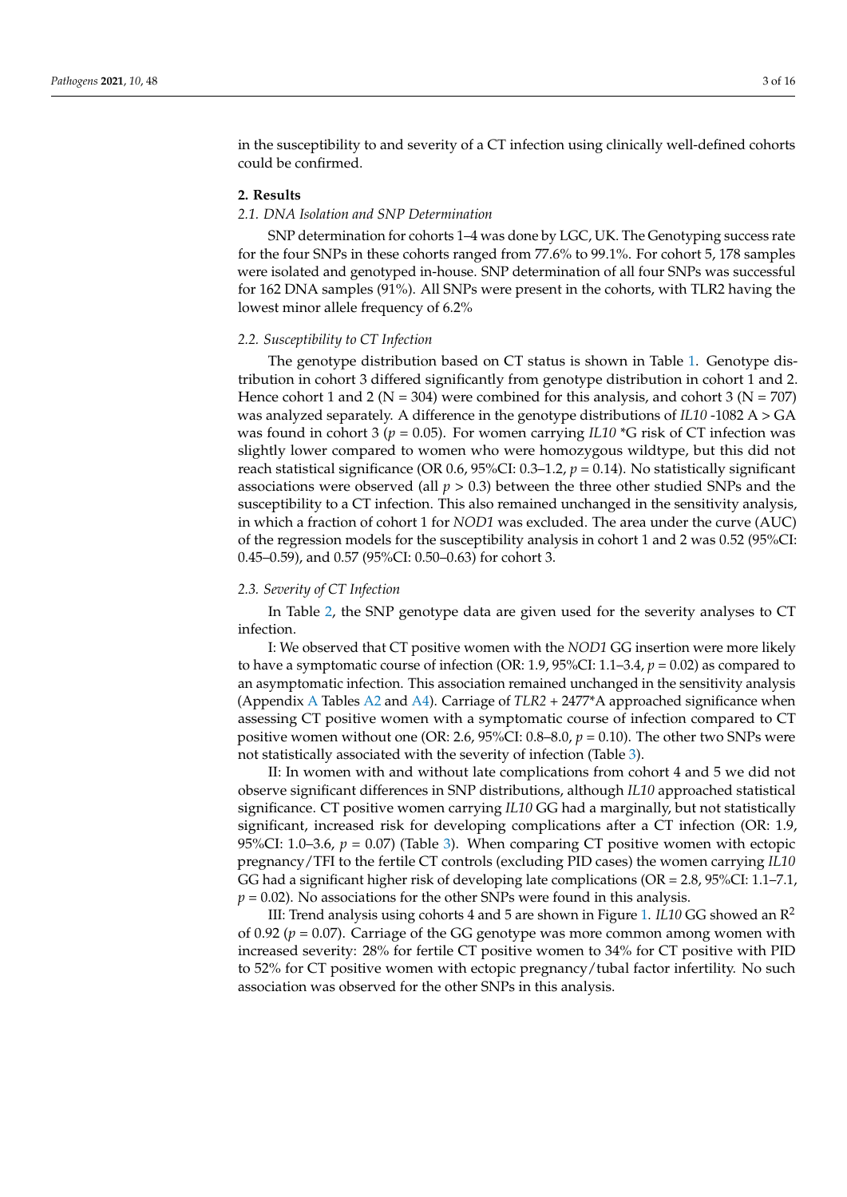in the susceptibility to and severity of a CT infection using clinically well-defined cohorts could be confirmed.

## 2. Results

### 2.1. DNA Isolation and SNP Determination

SNP determination for cohorts 1–4 was done by LGC, UK. The Genotyping success rate for the four SNPs in these cohorts ranged from 77.6% to 99.1%. For cohort 5, 178 samples were isolated and genotyped in-house. SNP determination of all four SNPs was successful for 162 DNA samples (91%). All SNPs were present in the cohorts, with TLR2 having the lowest minor allele frequency of 6.2%

### 2.2. Susceptibility to CT Infection

The genotype distribution based on CT status is shown in Table 1. Genotype distribution in cohort 3 differed significantly from genotype distribution in cohort 1 and 2. Hence cohort 1 and 2 (N = 304) were combined for this analysis, and cohort 3 (N = 707) was analyzed separately. A difference in the genotype distributions of *IL10* -1082 A > GA was found in cohort 3 ($p = 0.05$). For women carrying *IL10* *G risk of CT infection was slightly lower compared to women who were homozygous wildtype, but this did not reach statistical significance (OR 0.6, 95%CI: 0.3–1.2, $p = 0.14$). No statistically significant associations were observed (all $p > 0.3$) between the three other studied SNPs and the susceptibility to a CT infection. This also remained unchanged in the sensitivity analysis, in which a fraction of cohort 1 for *NOD1* was excluded. The area under the curve (AUC) of the regression models for the susceptibility analysis in cohort 1 and 2 was 0.52 (95%CI: 0.45–0.59), and 0.57 (95%CI: 0.50–0.63) for cohort 3.

### 2.3. Severity of CT Infection

In Table 2, the SNP genotype data are given used for the severity analyses to CT infection.

I: We observed that CT positive women with the *NOD1* GG insertion were more likely to have a symptomatic course of infection (OR: 1.9, 95%CI: 1.1–3.4, $p = 0.02$) as compared to an asymptomatic infection. This association remained unchanged in the sensitivity analysis (Appendix A Tables A2 and A4). Carriage of *TLR2* + 2477*A approached significance when assessing CT positive women with a symptomatic course of infection compared to CT positive women without one (OR: 2.6, 95%CI: 0.8–8.0, $p = 0.10$). The other two SNPs were not statistically associated with the severity of infection (Table 3).

II: In women with and without late complications from cohort 4 and 5 we did not observe significant differences in SNP distributions, although *IL10* approached statistical significance. CT positive women carrying *IL10* GG had a marginally, but not statistically significant, increased risk for developing complications after a CT infection (OR: 1.9, 95%CI: 1.0–3.6, $p = 0.07$) (Table 3). When comparing CT positive women with ectopic pregnancy/TFI to the fertile CT controls (excluding PID cases) the women carrying *IL10* GG had a significant higher risk of developing late complications (OR = 2.8, 95%CI: 1.1–7.1, $p = 0.02$). No associations for the other SNPs were found in this analysis.

III: Trend analysis using cohorts 4 and 5 are shown in Figure 1. *IL10* GG showed an $R^2$ of 0.92 ($p = 0.07$). Carriage of the GG genotype was more common among women with increased severity: 28% for fertile CT positive women to 34% for CT positive with PID to 52% for CT positive women with ectopic pregnancy/tubal factor infertility. No such association was observed for the other SNPs in this analysis.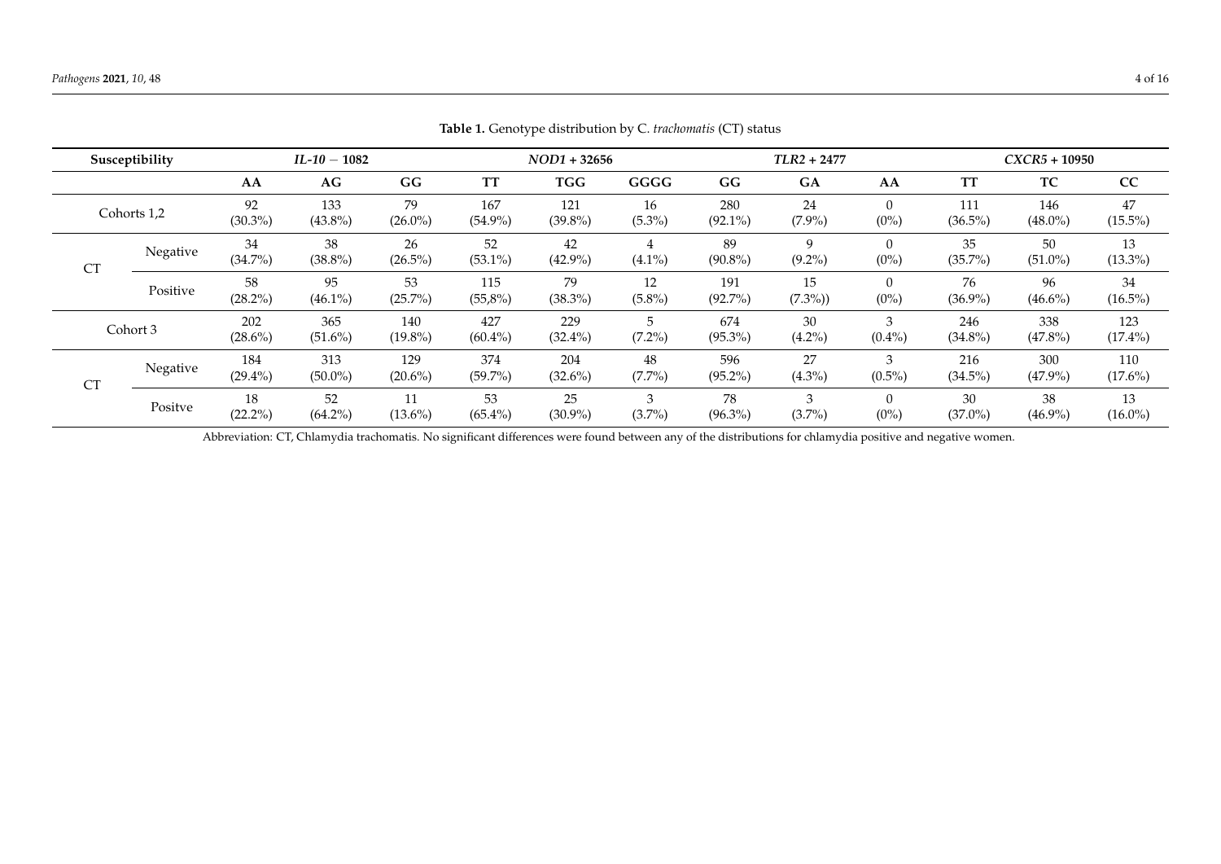**Table 1.** Genotype distribution by C. *trachomatis* (CT) status

| Susceptibility | | *IL-10* − 1082 | | | *NOD1* + 32656 | | | *TLR2* + 2477 | | | *CXCR5* + 10950 | | |
|---|---|---|---|---|---|---|---|---|---|---|---|---|---|
| | | **AA** | **AG** | **GG** | **TT** | **TGG** | **GGGG** | **GG** | **GA** | **AA** | **TT** | **TC** | **CC** |
| Cohorts 1,2 | | 92 (30.3%) | 133 (43.8%) | 79 (26.0%) | 167 (54.9%) | 121 (39.8%) | 16 (5.3%) | 280 (92.1%) | 24 (7.9%) | 0 (0%) | 111 (36.5%) | 146 (48.0%) | 47 (15.5%) |
| CT | Negative | 34 (34.7%) | 38 (38.8%) | 26 (26.5%) | 52 (53.1%) | 42 (42.9%) | 4 (4.1%) | 89 (90.8%) | 9 (9.2%) | 0 (0%) | 35 (35.7%) | 50 (51.0%) | 13 (13.3%) |
| | Positive | 58 (28.2%) | 95 (46.1%) | 53 (25.7%) | 115 (55,8%) | 79 (38.3%) | 12 (5.8%) | 191 (92.7%) | 15 (7.3%)) | 0 (0%) | 76 (36.9%) | 96 (46.6%) | 34 (16.5%) |
| Cohort 3 | | 202 (28.6%) | 365 (51.6%) | 140 (19.8%) | 427 (60.4%) | 229 (32.4%) | 5 (7.2%) | 674 (95.3%) | 30 (4.2%) | 3 (0.4%) | 246 (34.8%) | 338 (47.8%) | 123 (17.4%) |
| CT | Negative | 184 (29.4%) | 313 (50.0%) | 129 (20.6%) | 374 (59.7%) | 204 (32.6%) | 48 (7.7%) | 596 (95.2%) | 27 (4.3%) | 3 (0.5%) | 216 (34.5%) | 300 (47.9%) | 110 (17.6%) |
| | Positve | 18 (22.2%) | 52 (64.2%) | 11 (13.6%) | 53 (65.4%) | 25 (30.9%) | 3 (3.7%) | 78 (96.3%) | 3 (3.7%) | 0 (0%) | 30 (37.0%) | 38 (46.9%) | 13 (16.0%) |

Abbreviation: CT, Chlamydia trachomatis. No significant differences were found between any of the distributions for chlamydia positive and negative women.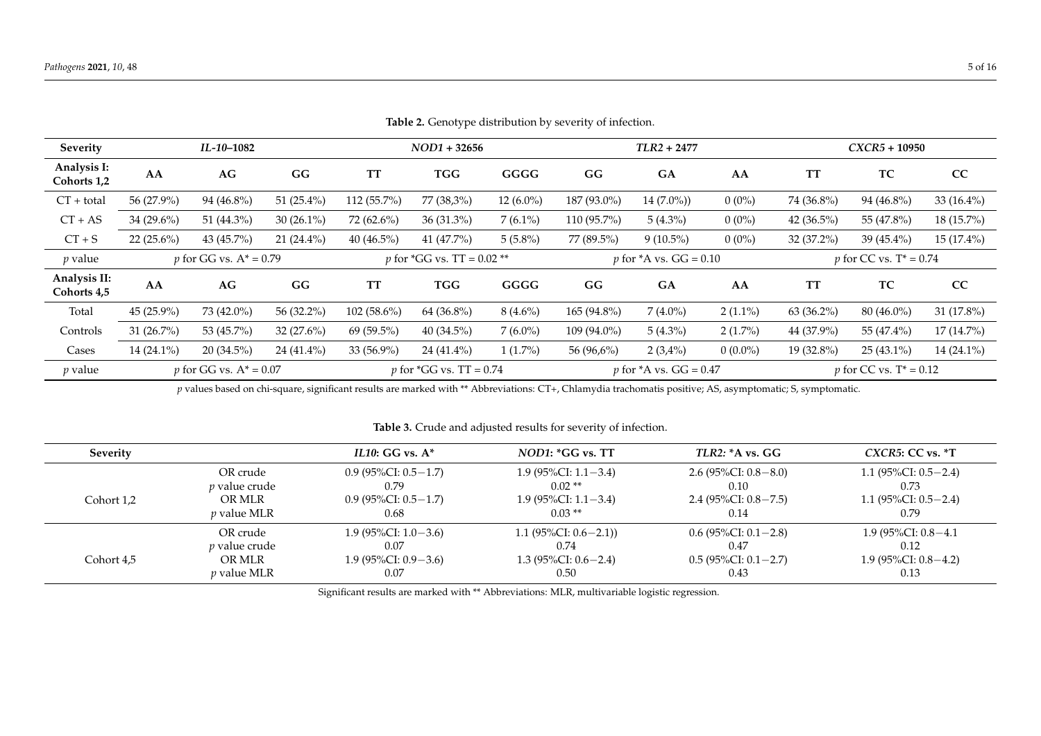**Table 2.** Genotype distribution by severity of infection.

| Severity | *IL-10*–1082 | | | *NOD1* + 32656 | | | *TLR2* + 2477 | | | *CXCR5* + 10950 | | |
|---|---|---|---|---|---|---|---|---|---|---|---|---|
| **Analysis I: Cohorts 1,2** | **AA** | **AG** | **GG** | **TT** | **TGG** | **GGGG** | **GG** | **GA** | **AA** | **TT** | **TC** | **CC** |
| CT + total | 56 (27.9%) | 94 (46.8%) | 51 (25.4%) | 112 (55.7%) | 77 (38,3%) | 12 (6.0%) | 187 (93.0%) | 14 (7.0%)) | 0 (0%) | 74 (36.8%) | 94 (46.8%) | 33 (16.4%) |
| CT + AS | 34 (29.6%) | 51 (44.3%) | 30 (26.1%) | 72 (62.6%) | 36 (31.3%) | 7 (6.1%) | 110 (95.7%) | 5 (4.3%) | 0 (0%) | 42 (36.5%) | 55 (47.8%) | 18 (15.7%) |
| CT + S | 22 (25.6%) | 43 (45.7%) | 21 (24.4%) | 40 (46.5%) | 41 (47.7%) | 5 (5.8%) | 77 (89.5%) | 9 (10.5%) | 0 (0%) | 32 (37.2%) | 39 (45.4%) | 15 (17.4%) |
| *p* value | *p* for GG vs. A* = 0.79 | | | *p* for *GG vs. TT = 0.02 ** | | | *p* for *A vs. GG = 0.10 | | | *p* for CC vs. T* = 0.74 | | |
| **Analysis II: Cohorts 4,5** | **AA** | **AG** | **GG** | **TT** | **TGG** | **GGGG** | **GG** | **GA** | **AA** | **TT** | **TC** | **CC** |
| Total | 45 (25.9%) | 73 (42.0%) | 56 (32.2%) | 102 (58.6%) | 64 (36.8%) | 8 (4.6%) | 165 (94.8%) | 7 (4.0%) | 2 (1.1%) | 63 (36.2%) | 80 (46.0%) | 31 (17.8%) |
| Controls | 31 (26.7%) | 53 (45.7%) | 32 (27.6%) | 69 (59.5%) | 40 (34.5%) | 7 (6.0%) | 109 (94.0%) | 5 (4.3%) | 2 (1.7%) | 44 (37.9%) | 55 (47.4%) | 17 (14.7%) |
| Cases | 14 (24.1%) | 20 (34.5%) | 24 (41.4%) | 33 (56.9%) | 24 (41.4%) | 1 (1.7%) | 56 (96,6%) | 2 (3,4%) | 0 (0.0%) | 19 (32.8%) | 25 (43.1%) | 14 (24.1%) |
| *p* value | *p* for GG vs. A* = 0.07 | | | *p* for *GG vs. TT = 0.74 | | | *p* for *A vs. GG = 0.47 | | | *p* for CC vs. T* = 0.12 | | |

*p* values based on chi-square, significant results are marked with ** Abbreviations: CT+, Chlamydia trachomatis positive; AS, asymptomatic; S, symptomatic.

**Table 3.** Crude and adjusted results for severity of infection.

| Severity | | *IL10*: GG vs. A* | *NOD1*: *GG vs. TT | *TLR2*: *A vs. GG | *CXCR5*: CC vs. *T |
|---|---|---|---|---|---|
| Cohort 1,2 | OR crude | 0.9 (95%CI: 0.5−1.7) | 1.9 (95%CI: 1.1−3.4) | 2.6 (95%CI: 0.8−8.0) | 1.1 (95%CI: 0.5−2.4) |
| | *p* value crude | 0.79 | 0.02 ** | 0.10 | 0.73 |
| | OR MLR | 0.9 (95%CI: 0.5−1.7) | 1.9 (95%CI: 1.1−3.4) | 2.4 (95%CI: 0.8−7.5) | 1.1 (95%CI: 0.5−2.4) |
| | *p* value MLR | 0.68 | 0.03 ** | 0.14 | 0.79 |
| Cohort 4,5 | OR crude | 1.9 (95%CI: 1.0−3.6) | 1.1 (95%CI: 0.6−2.1)) | 0.6 (95%CI: 0.1−2.8) | 1.9 (95%CI: 0.8−4.1 |
| | *p* value crude | 0.07 | 0.74 | 0.47 | 0.12 |
| | OR MLR | 1.9 (95%CI: 0.9−3.6) | 1.3 (95%CI: 0.6−2.4) | 0.5 (95%CI: 0.1−2.7) | 1.9 (95%CI: 0.8−4.2) |
| | *p* value MLR | 0.07 | 0.50 | 0.43 | 0.13 |

Significant results are marked with ** Abbreviations: MLR, multivariable logistic regression.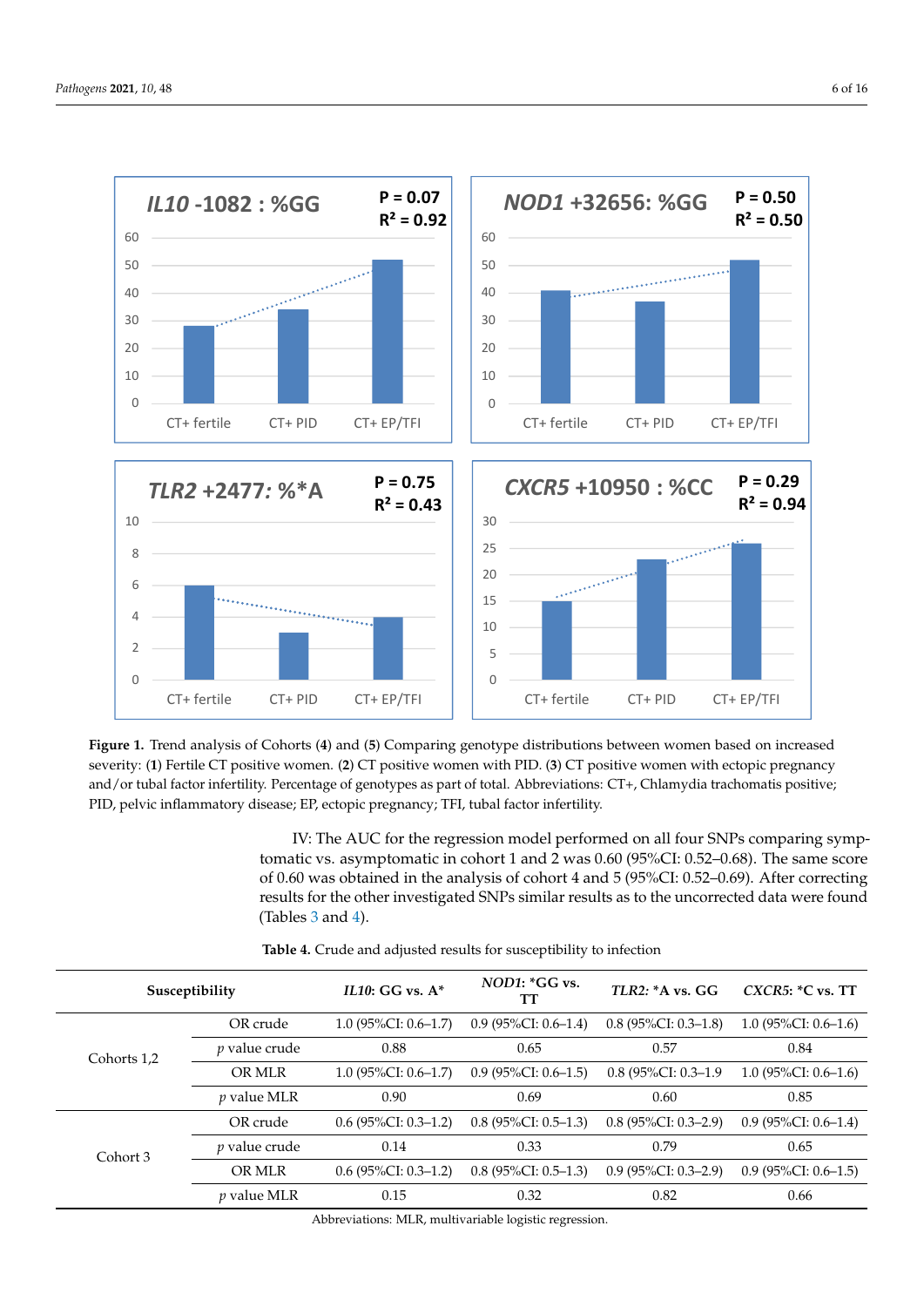**Figure 1.** Trend analysis of Cohorts (**4**) and (**5**) Comparing genotype distributions between women based on increased severity: (**1**) Fertile CT positive women. (**2**) CT positive women with PID. (**3**) CT positive women with ectopic pregnancy and/or tubal factor infertility. Percentage of genotypes as part of total. Abbreviations: CT+, Chlamydia trachomatis positive; PID, pelvic inflammatory disease; EP, ectopic pregnancy; TFI, tubal factor infertility.

IV: The AUC for the regression model performed on all four SNPs comparing symptomatic vs. asymptomatic in cohort 1 and 2 was 0.60 (95%CI: 0.52–0.68). The same score of 0.60 was obtained in the analysis of cohort 4 and 5 (95%CI: 0.52–0.69). After correcting results for the other investigated SNPs similar results as to the uncorrected data were found (Tables 3 and 4).

**Table 4.** Crude and adjusted results for susceptibility to infection

| Susceptibility | | *IL10*: GG vs. A* | *NOD1*: *GG vs. TT | *TLR2*: *A vs. GG | *CXCR5*: *C vs. TT |
|---|---|---|---|---|---|
| Cohorts 1,2 | OR crude | 1.0 (95%CI: 0.6–1.7) | 0.9 (95%CI: 0.6–1.4) | 0.8 (95%CI: 0.3–1.8) | 1.0 (95%CI: 0.6–1.6) |
| | *p* value crude | 0.88 | 0.65 | 0.57 | 0.84 |
| | OR MLR | 1.0 (95%CI: 0.6–1.7) | 0.9 (95%CI: 0.6–1.5) | 0.8 (95%CI: 0.3–1.9 | 1.0 (95%CI: 0.6–1.6) |
| | *p* value MLR | 0.90 | 0.69 | 0.60 | 0.85 |
| Cohort 3 | OR crude | 0.6 (95%CI: 0.3–1.2) | 0.8 (95%CI: 0.5–1.3) | 0.8 (95%CI: 0.3–2.9) | 0.9 (95%CI: 0.6–1.4) |
| | *p* value crude | 0.14 | 0.33 | 0.79 | 0.65 |
| | OR MLR | 0.6 (95%CI: 0.3–1.2) | 0.8 (95%CI: 0.5–1.3) | 0.9 (95%CI: 0.3–2.9) | 0.9 (95%CI: 0.6–1.5) |
| | *p* value MLR | 0.15 | 0.32 | 0.82 | 0.66 |

Abbreviations: MLR, multivariable logistic regression.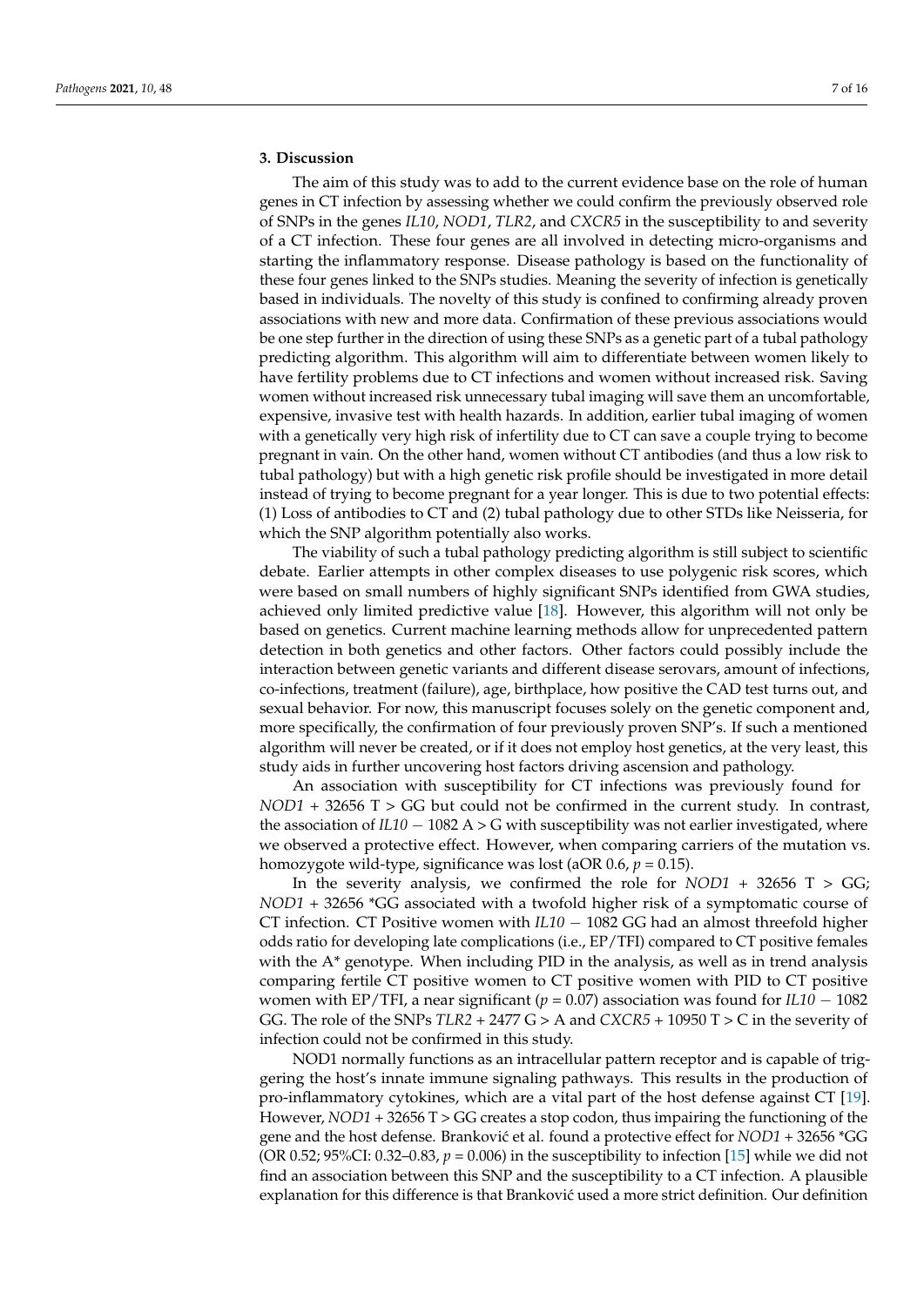## 3. Discussion

The aim of this study was to add to the current evidence base on the role of human genes in CT infection by assessing whether we could confirm the previously observed role of SNPs in the genes *IL10*, *NOD1*, *TLR2*, and *CXCR5* in the susceptibility to and severity of a CT infection. These four genes are all involved in detecting micro-organisms and starting the inflammatory response. Disease pathology is based on the functionality of these four genes linked to the SNPs studies. Meaning the severity of infection is genetically based in individuals. The novelty of this study is confined to confirming already proven associations with new and more data. Confirmation of these previous associations would be one step further in the direction of using these SNPs as a genetic part of a tubal pathology predicting algorithm. This algorithm will aim to differentiate between women likely to have fertility problems due to CT infections and women without increased risk. Saving women without increased risk unnecessary tubal imaging will save them an uncomfortable, expensive, invasive test with health hazards. In addition, earlier tubal imaging of women with a genetically very high risk of infertility due to CT can save a couple trying to become pregnant in vain. On the other hand, women without CT antibodies (and thus a low risk to tubal pathology) but with a high genetic risk profile should be investigated in more detail instead of trying to become pregnant for a year longer. This is due to two potential effects: (1) Loss of antibodies to CT and (2) tubal pathology due to other STDs like Neisseria, for which the SNP algorithm potentially also works.

The viability of such a tubal pathology predicting algorithm is still subject to scientific debate. Earlier attempts in other complex diseases to use polygenic risk scores, which were based on small numbers of highly significant SNPs identified from GWA studies, achieved only limited predictive value [18]. However, this algorithm will not only be based on genetics. Current machine learning methods allow for unprecedented pattern detection in both genetics and other factors. Other factors could possibly include the interaction between genetic variants and different disease serovars, amount of infections, co-infections, treatment (failure), age, birthplace, how positive the CAD test turns out, and sexual behavior. For now, this manuscript focuses solely on the genetic component and, more specifically, the confirmation of four previously proven SNP's. If such a mentioned algorithm will never be created, or if it does not employ host genetics, at the very least, this study aids in further uncovering host factors driving ascension and pathology.

An association with susceptibility for CT infections was previously found for *NOD1* + 32656 T > GG but could not be confirmed in the current study. In contrast, the association of *IL10* − 1082 A > G with susceptibility was not earlier investigated, where we observed a protective effect. However, when comparing carriers of the mutation vs. homozygote wild-type, significance was lost (aOR 0.6, $p = 0.15$).

In the severity analysis, we confirmed the role for *NOD1* + 32656 T > GG; *NOD1* + 32656 *GG associated with a twofold higher risk of a symptomatic course of CT infection. CT Positive women with *IL10* − 1082 GG had an almost threefold higher odds ratio for developing late complications (i.e., EP/TFI) compared to CT positive females with the A* genotype. When including PID in the analysis, as well as in trend analysis comparing fertile CT positive women to CT positive women with PID to CT positive women with EP/TFI, a near significant ($p = 0.07$) association was found for *IL10* − 1082 GG. The role of the SNPs *TLR2* + 2477 G > A and *CXCR5* + 10950 T > C in the severity of infection could not be confirmed in this study.

NOD1 normally functions as an intracellular pattern receptor and is capable of triggering the host's innate immune signaling pathways. This results in the production of pro-inflammatory cytokines, which are a vital part of the host defense against CT [19]. However, *NOD1* + 32656 T > GG creates a stop codon, thus impairing the functioning of the gene and the host defense. Branković et al. found a protective effect for *NOD1* + 32656 *GG (OR 0.52; 95%CI: 0.32–0.83, $p = 0.006$) in the susceptibility to infection [15] while we did not find an association between this SNP and the susceptibility to a CT infection. A plausible explanation for this difference is that Branković used a more strict definition. Our definition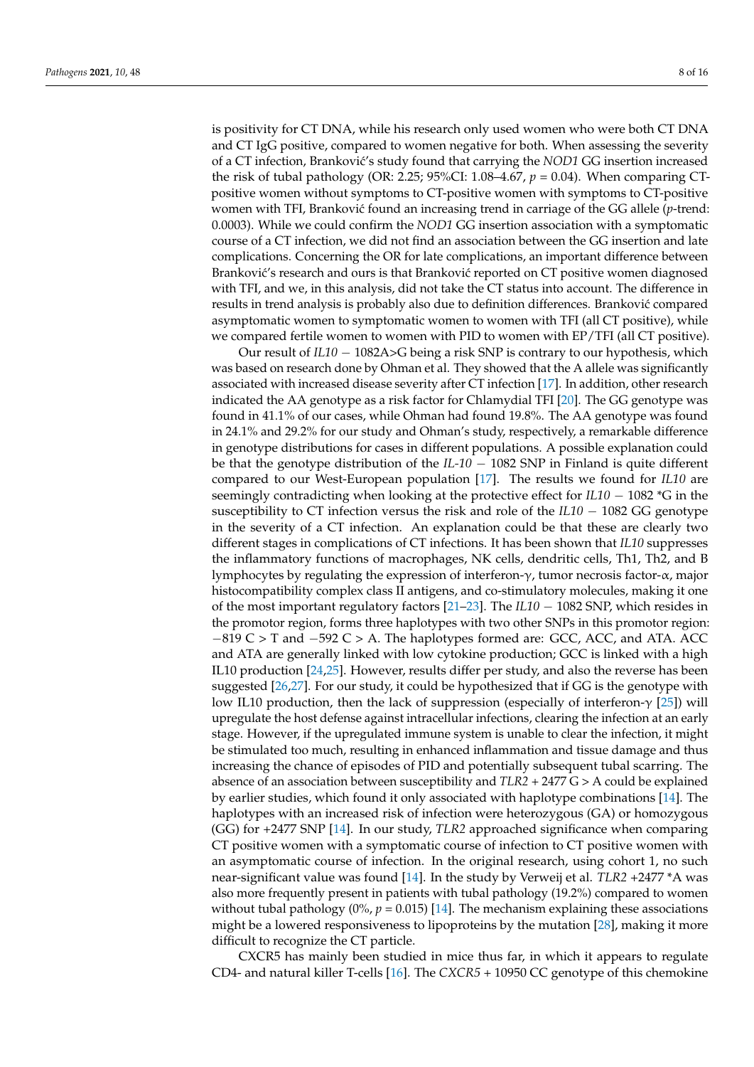is positivity for CT DNA, while his research only used women who were both CT DNA and CT IgG positive, compared to women negative for both. When assessing the severity of a CT infection, Branković's study found that carrying the *NOD1* GG insertion increased the risk of tubal pathology (OR: 2.25; 95%CI: 1.08–4.67, $p = 0.04$). When comparing CT-positive women without symptoms to CT-positive women with symptoms to CT-positive women with TFI, Branković found an increasing trend in carriage of the GG allele ($p$-trend: 0.0003). While we could confirm the *NOD1* GG insertion association with a symptomatic course of a CT infection, we did not find an association between the GG insertion and late complications. Concerning the OR for late complications, an important difference between Branković's research and ours is that Branković reported on CT positive women diagnosed with TFI, and we, in this analysis, did not take the CT status into account. The difference in results in trend analysis is probably also due to definition differences. Branković compared asymptomatic women to symptomatic women to women with TFI (all CT positive), while we compared fertile women to women with PID to women with EP/TFI (all CT positive).

Our result of *IL10* − 1082A>G being a risk SNP is contrary to our hypothesis, which was based on research done by Ohman et al. They showed that the A allele was significantly associated with increased disease severity after CT infection [17]. In addition, other research indicated the AA genotype as a risk factor for Chlamydial TFI [20]. The GG genotype was found in 41.1% of our cases, while Ohman had found 19.8%. The AA genotype was found in 24.1% and 29.2% for our study and Ohman's study, respectively, a remarkable difference in genotype distributions for cases in different populations. A possible explanation could be that the genotype distribution of the *IL-10* − 1082 SNP in Finland is quite different compared to our West-European population [17]. The results we found for *IL10* are seemingly contradicting when looking at the protective effect for *IL10* − 1082 *G in the susceptibility to CT infection versus the risk and role of the *IL10* − 1082 GG genotype in the severity of a CT infection. An explanation could be that these are clearly two different stages in complications of CT infections. It has been shown that *IL10* suppresses the inflammatory functions of macrophages, NK cells, dendritic cells, Th1, Th2, and B lymphocytes by regulating the expression of interferon-γ, tumor necrosis factor-α, major histocompatibility complex class II antigens, and co-stimulatory molecules, making it one of the most important regulatory factors [21–23]. The *IL10* − 1082 SNP, which resides in the promotor region, forms three haplotypes with two other SNPs in this promotor region: −819 C > T and −592 C > A. The haplotypes formed are: GCC, ACC, and ATA. ACC and ATA are generally linked with low cytokine production; GCC is linked with a high IL10 production [24,25]. However, results differ per study, and also the reverse has been suggested [26,27]. For our study, it could be hypothesized that if GG is the genotype with low IL10 production, then the lack of suppression (especially of interferon-γ [25]) will upregulate the host defense against intracellular infections, clearing the infection at an early stage. However, if the upregulated immune system is unable to clear the infection, it might be stimulated too much, resulting in enhanced inflammation and tissue damage and thus increasing the chance of episodes of PID and potentially subsequent tubal scarring. The absence of an association between susceptibility and *TLR2* + 2477 G > A could be explained by earlier studies, which found it only associated with haplotype combinations [14]. The haplotypes with an increased risk of infection were heterozygous (GA) or homozygous (GG) for +2477 SNP [14]. In our study, *TLR2* approached significance when comparing CT positive women with a symptomatic course of infection to CT positive women with an asymptomatic course of infection. In the original research, using cohort 1, no such near-significant value was found [14]. In the study by Verweij et al. *TLR2* +2477 *A was also more frequently present in patients with tubal pathology (19.2%) compared to women without tubal pathology (0%, $p = 0.015$) [14]. The mechanism explaining these associations might be a lowered responsiveness to lipoproteins by the mutation [28], making it more difficult to recognize the CT particle.

CXCR5 has mainly been studied in mice thus far, in which it appears to regulate CD4- and natural killer T-cells [16]. The *CXCR5* + 10950 CC genotype of this chemokine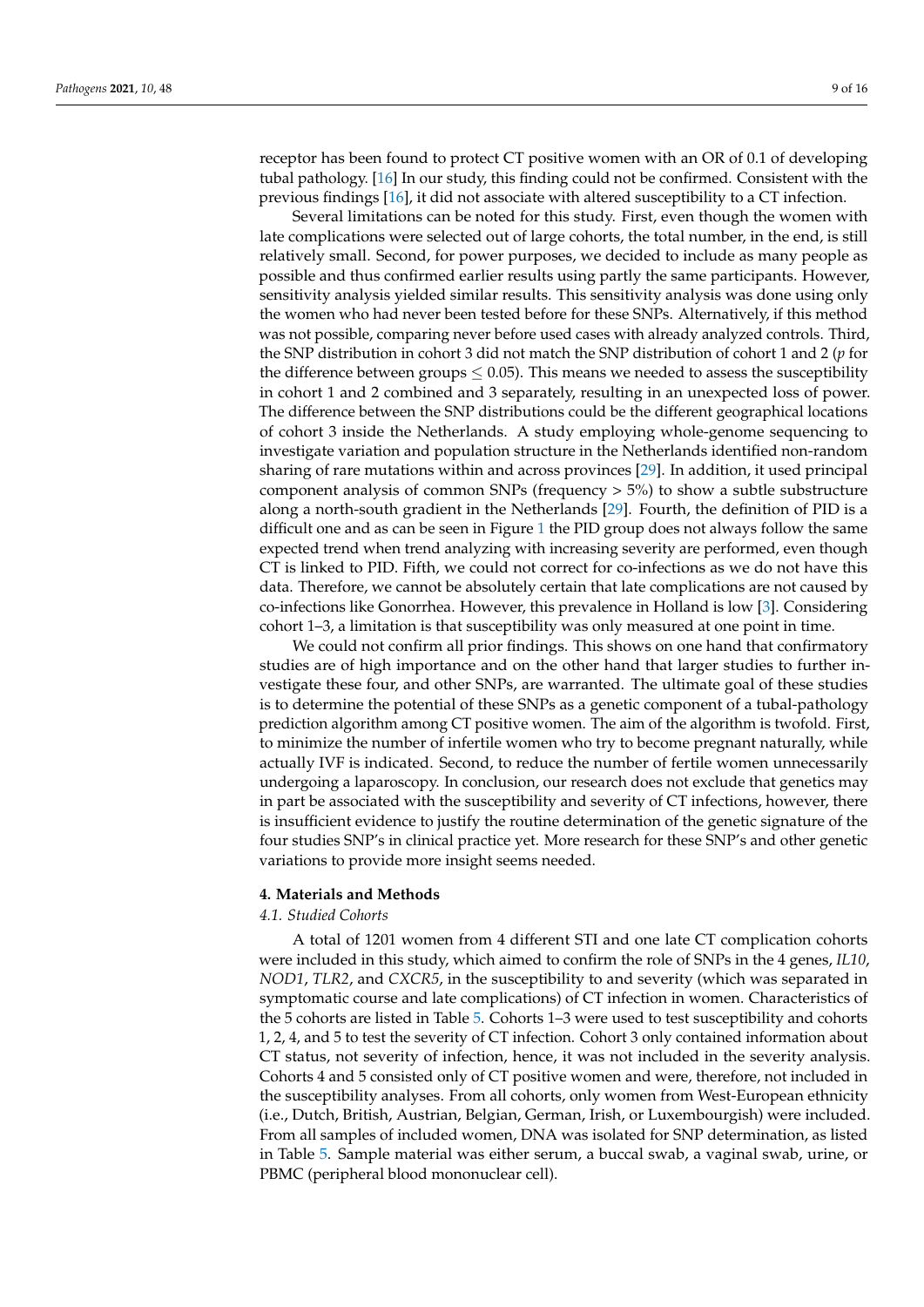receptor has been found to protect CT positive women with an OR of 0.1 of developing tubal pathology. [16] In our study, this finding could not be confirmed. Consistent with the previous findings [16], it did not associate with altered susceptibility to a CT infection.

Several limitations can be noted for this study. First, even though the women with late complications were selected out of large cohorts, the total number, in the end, is still relatively small. Second, for power purposes, we decided to include as many people as possible and thus confirmed earlier results using partly the same participants. However, sensitivity analysis yielded similar results. This sensitivity analysis was done using only the women who had never been tested before for these SNPs. Alternatively, if this method was not possible, comparing never before used cases with already analyzed controls. Third, the SNP distribution in cohort 3 did not match the SNP distribution of cohort 1 and 2 ($p$ for the difference between groups $\leq 0.05$). This means we needed to assess the susceptibility in cohort 1 and 2 combined and 3 separately, resulting in an unexpected loss of power. The difference between the SNP distributions could be the different geographical locations of cohort 3 inside the Netherlands. A study employing whole-genome sequencing to investigate variation and population structure in the Netherlands identified non-random sharing of rare mutations within and across provinces [29]. In addition, it used principal component analysis of common SNPs (frequency > 5%) to show a subtle substructure along a north-south gradient in the Netherlands [29]. Fourth, the definition of PID is a difficult one and as can be seen in Figure 1 the PID group does not always follow the same expected trend when trend analyzing with increasing severity are performed, even though CT is linked to PID. Fifth, we could not correct for co-infections as we do not have this data. Therefore, we cannot be absolutely certain that late complications are not caused by co-infections like Gonorrhea. However, this prevalence in Holland is low [3]. Considering cohort 1–3, a limitation is that susceptibility was only measured at one point in time.

We could not confirm all prior findings. This shows on one hand that confirmatory studies are of high importance and on the other hand that larger studies to further investigate these four, and other SNPs, are warranted. The ultimate goal of these studies is to determine the potential of these SNPs as a genetic component of a tubal-pathology prediction algorithm among CT positive women. The aim of the algorithm is twofold. First, to minimize the number of infertile women who try to become pregnant naturally, while actually IVF is indicated. Second, to reduce the number of fertile women unnecessarily undergoing a laparoscopy. In conclusion, our research does not exclude that genetics may in part be associated with the susceptibility and severity of CT infections, however, there is insufficient evidence to justify the routine determination of the genetic signature of the four studies SNP's in clinical practice yet. More research for these SNP's and other genetic variations to provide more insight seems needed.

## 4. Materials and Methods

### *4.1. Studied Cohorts*

A total of 1201 women from 4 different STI and one late CT complication cohorts were included in this study, which aimed to confirm the role of SNPs in the 4 genes, *IL10*, *NOD1*, *TLR2*, and *CXCR5*, in the susceptibility to and severity (which was separated in symptomatic course and late complications) of CT infection in women. Characteristics of the 5 cohorts are listed in Table 5. Cohorts 1–3 were used to test susceptibility and cohorts 1, 2, 4, and 5 to test the severity of CT infection. Cohort 3 only contained information about CT status, not severity of infection, hence, it was not included in the severity analysis. Cohorts 4 and 5 consisted only of CT positive women and were, therefore, not included in the susceptibility analyses. From all cohorts, only women from West-European ethnicity (i.e., Dutch, British, Austrian, Belgian, German, Irish, or Luxembourgish) were included. From all samples of included women, DNA was isolated for SNP determination, as listed in Table 5. Sample material was either serum, a buccal swab, a vaginal swab, urine, or PBMC (peripheral blood mononuclear cell).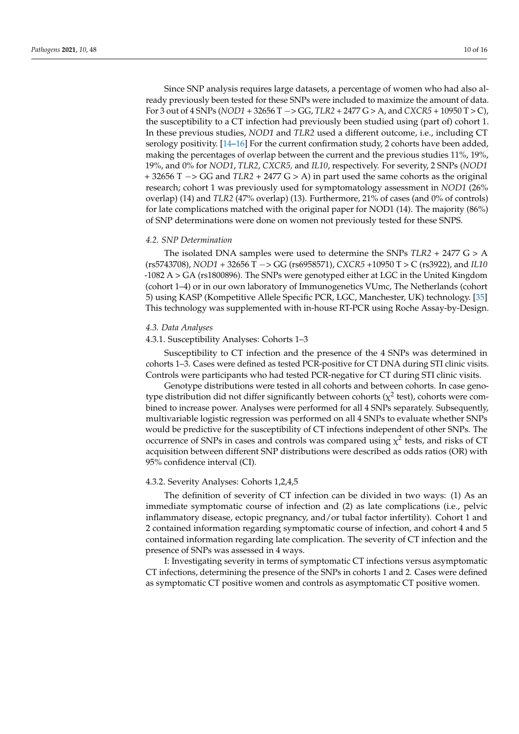Since SNP analysis requires large datasets, a percentage of women who had also already previously been tested for these SNPs were included to maximize the amount of data. For 3 out of 4 SNPs (*NOD1* + 32656 T −> GG, *TLR2* + 2477 G > A, and *CXCR5* + 10950 T > C), the susceptibility to a CT infection had previously been studied using (part of) cohort 1. In these previous studies, *NOD1* and *TLR2* used a different outcome, i.e., including CT serology positivity. [14–16] For the current confirmation study, 2 cohorts have been added, making the percentages of overlap between the current and the previous studies 11%, 19%, 19%, and 0% for *NOD1*, *TLR2*, *CXCR5,* and *IL10*, respectively. For severity, 2 SNPs (*NOD1* + 32656 T −> GG and *TLR2* + 2477 G > A) in part used the same cohorts as the original research; cohort 1 was previously used for symptomatology assessment in *NOD1* (26% overlap) (14) and *TLR2* (47% overlap) (13). Furthermore, 21% of cases (and 0% of controls) for late complications matched with the original paper for NOD1 (14). The majority (86%) of SNP determinations were done on women not previously tested for these SNPS.

### *4.2. SNP Determination*

The isolated DNA samples were used to determine the SNPs *TLR2* + 2477 G > A (rs5743708), *NOD1* + 32656 T −> GG (rs6958571), *CXCR5* +10950 T > C (rs3922), and *IL10* -1082 A > GA (rs1800896). The SNPs were genotyped either at LGC in the United Kingdom (cohort 1–4) or in our own laboratory of Immunogenetics VUmc, The Netherlands (cohort 5) using KASP (Kompetitive Allele Specific PCR, LGC, Manchester, UK) technology. [35] This technology was supplemented with in-house RT-PCR using Roche Assay-by-Design.

### *4.3. Data Analyses*

#### 4.3.1. Susceptibility Analyses: Cohorts 1–3

Susceptibility to CT infection and the presence of the 4 SNPs was determined in cohorts 1–3. Cases were defined as tested PCR-positive for CT DNA during STI clinic visits. Controls were participants who had tested PCR-negative for CT during STI clinic visits.

Genotype distributions were tested in all cohorts and between cohorts. In case genotype distribution did not differ significantly between cohorts ($\chi^2$ test), cohorts were combined to increase power. Analyses were performed for all 4 SNPs separately. Subsequently, multivariable logistic regression was performed on all 4 SNPs to evaluate whether SNPs would be predictive for the susceptibility of CT infections independent of other SNPs. The occurrence of SNPs in cases and controls was compared using $\chi^2$ tests, and risks of CT acquisition between different SNP distributions were described as odds ratios (OR) with 95% confidence interval (CI).

#### 4.3.2. Severity Analyses: Cohorts 1,2,4,5

The definition of severity of CT infection can be divided in two ways: (1) As an immediate symptomatic course of infection and (2) as late complications (i.e., pelvic inflammatory disease, ectopic pregnancy, and/or tubal factor infertility). Cohort 1 and 2 contained information regarding symptomatic course of infection, and cohort 4 and 5 contained information regarding late complication. The severity of CT infection and the presence of SNPs was assessed in 4 ways.

I: Investigating severity in terms of symptomatic CT infections versus asymptomatic CT infections, determining the presence of the SNPs in cohorts 1 and 2. Cases were defined as symptomatic CT positive women and controls as asymptomatic CT positive women.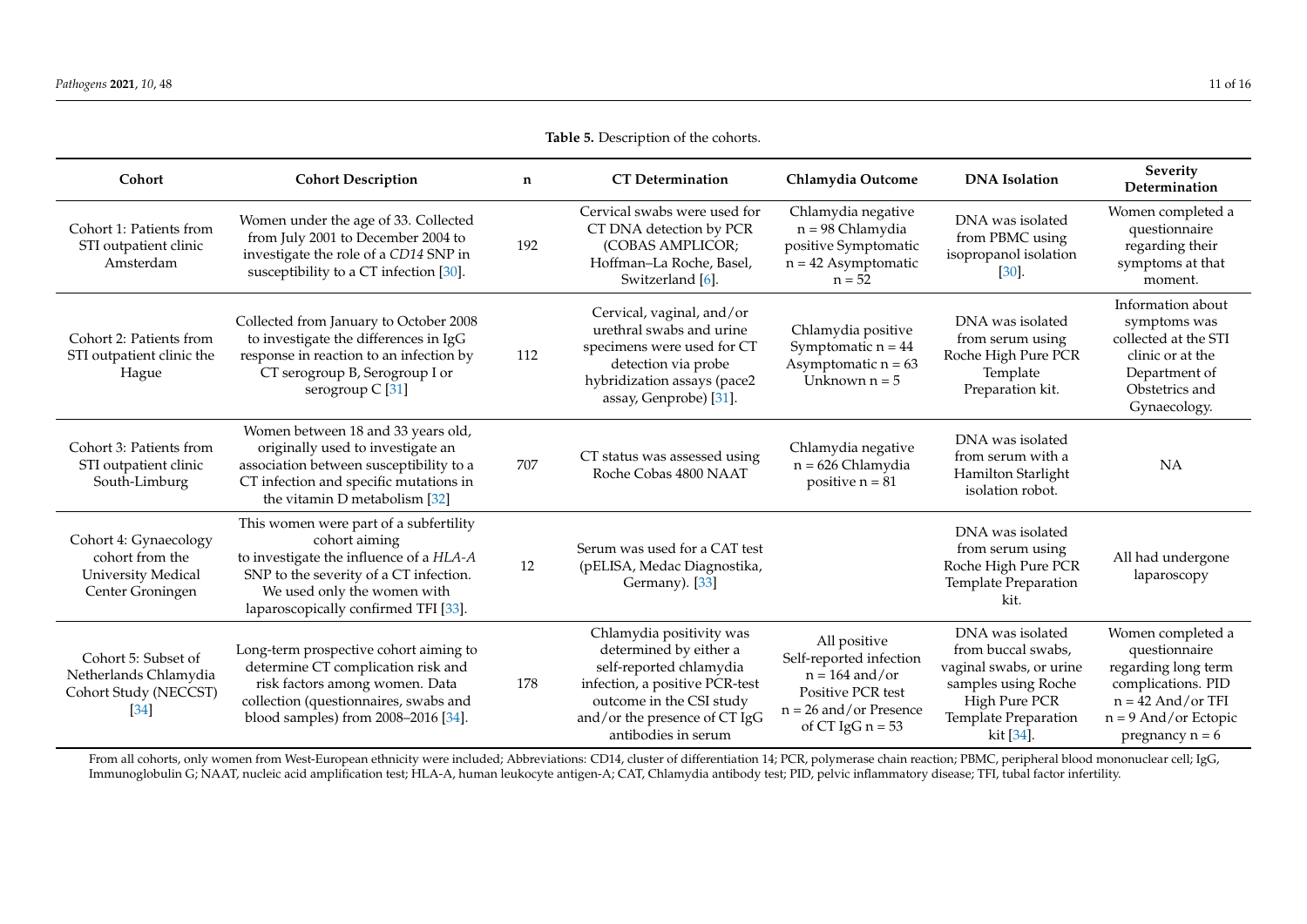**Table 5.** Description of the cohorts.

| Cohort | Cohort Description | n | CT Determination | Chlamydia Outcome | DNA Isolation | Severity Determination |
|---|---|---|---|---|---|---|
| Cohort 1: Patients from STI outpatient clinic Amsterdam | Women under the age of 33. Collected from July 2001 to December 2004 to investigate the role of a *CD14* SNP in susceptibility to a CT infection [30]. | 192 | Cervical swabs were used for CT DNA detection by PCR (COBAS AMPLICOR; Hoffman–La Roche, Basel, Switzerland [6]. | Chlamydia negative n = 98 Chlamydia positive Symptomatic n = 42 Asymptomatic n = 52 | DNA was isolated from PBMC using isopropanol isolation [30]. | Women completed a questionnaire regarding their symptoms at that moment. |
| Cohort 2: Patients from STI outpatient clinic the Hague | Collected from January to October 2008 to investigate the differences in IgG response in reaction to an infection by CT serogroup B, Serogroup I or serogroup C [31] | 112 | Cervical, vaginal, and/or urethral swabs and urine specimens were used for CT detection via probe hybridization assays (pace2 assay, Genprobe) [31]. | Chlamydia positive Symptomatic n = 44 Asymptomatic n = 63 Unknown n = 5 | DNA was isolated from serum using Roche High Pure PCR Template Preparation kit. | Information about symptoms was collected at the STI clinic or at the Department of Obstetrics and Gynaecology. |
| Cohort 3: Patients from STI outpatient clinic South-Limburg | Women between 18 and 33 years old, originally used to investigate an association between susceptibility to a CT infection and specific mutations in the vitamin D metabolism [32] | 707 | CT status was assessed using Roche Cobas 4800 NAAT | Chlamydia negative n = 626 Chlamydia positive n = 81 | DNA was isolated from serum with a Hamilton Starlight isolation robot. | NA |
| Cohort 4: Gynaecology cohort from the University Medical Center Groningen | This women were part of a subfertility cohort aiming to investigate the influence of a *HLA-A* SNP to the severity of a CT infection. We used only the women with laparoscopically confirmed TFI [33]. | 12 | Serum was used for a CAT test (pELISA, Medac Diagnostika, Germany). [33] | | DNA was isolated from serum using Roche High Pure PCR Template Preparation kit. | All had undergone laparoscopy |
| Cohort 5: Subset of Netherlands Chlamydia Cohort Study (NECCST) [34] | Long-term prospective cohort aiming to determine CT complication risk and risk factors among women. Data collection (questionnaires, swabs and blood samples) from 2008–2016 [34]. | 178 | Chlamydia positivity was determined by either a self-reported chlamydia infection, a positive PCR-test outcome in the CSI study and/or the presence of CT IgG antibodies in serum | All positive Self-reported infection n = 164 and/or Positive PCR test n = 26 and/or Presence of CT IgG n = 53 | DNA was isolated from buccal swabs, vaginal swabs, or urine samples using Roche High Pure PCR Template Preparation kit [34]. | Women completed a questionnaire regarding long term complications. PID n = 42 And/or TFI n = 9 And/or Ectopic pregnancy n = 6 |

From all cohorts, only women from West-European ethnicity were included; Abbreviations: CD14, cluster of differentiation 14; PCR, polymerase chain reaction; PBMC, peripheral blood mononuclear cell; IgG, Immunoglobulin G; NAAT, nucleic acid amplification test; HLA-A, human leukocyte antigen-A; CAT, Chlamydia antibody test; PID, pelvic inflammatory disease; TFI, tubal factor infertility.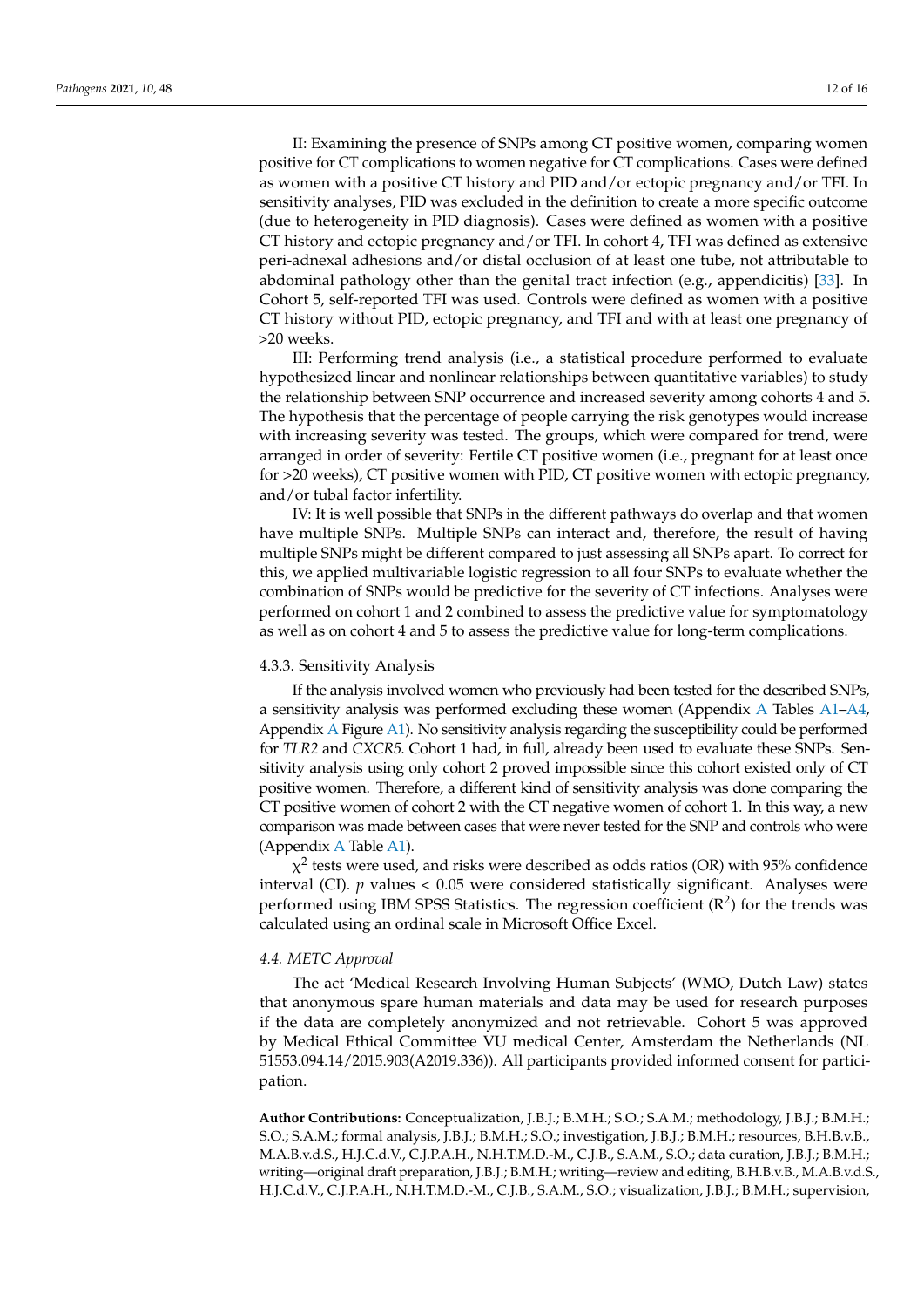II: Examining the presence of SNPs among CT positive women, comparing women positive for CT complications to women negative for CT complications. Cases were defined as women with a positive CT history and PID and/or ectopic pregnancy and/or TFI. In sensitivity analyses, PID was excluded in the definition to create a more specific outcome (due to heterogeneity in PID diagnosis). Cases were defined as women with a positive CT history and ectopic pregnancy and/or TFI. In cohort 4, TFI was defined as extensive peri-adnexal adhesions and/or distal occlusion of at least one tube, not attributable to abdominal pathology other than the genital tract infection (e.g., appendicitis) [33]. In Cohort 5, self-reported TFI was used. Controls were defined as women with a positive CT history without PID, ectopic pregnancy, and TFI and with at least one pregnancy of >20 weeks.

III: Performing trend analysis (i.e., a statistical procedure performed to evaluate hypothesized linear and nonlinear relationships between quantitative variables) to study the relationship between SNP occurrence and increased severity among cohorts 4 and 5. The hypothesis that the percentage of people carrying the risk genotypes would increase with increasing severity was tested. The groups, which were compared for trend, were arranged in order of severity: Fertile CT positive women (i.e., pregnant for at least once for >20 weeks), CT positive women with PID, CT positive women with ectopic pregnancy, and/or tubal factor infertility.

IV: It is well possible that SNPs in the different pathways do overlap and that women have multiple SNPs. Multiple SNPs can interact and, therefore, the result of having multiple SNPs might be different compared to just assessing all SNPs apart. To correct for this, we applied multivariable logistic regression to all four SNPs to evaluate whether the combination of SNPs would be predictive for the severity of CT infections. Analyses were performed on cohort 1 and 2 combined to assess the predictive value for symptomatology as well as on cohort 4 and 5 to assess the predictive value for long-term complications.

#### 4.3.3. Sensitivity Analysis

If the analysis involved women who previously had been tested for the described SNPs, a sensitivity analysis was performed excluding these women (Appendix A Tables A1–A4, Appendix A Figure A1). No sensitivity analysis regarding the susceptibility could be performed for *TLR2* and *CXCR5*. Cohort 1 had, in full, already been used to evaluate these SNPs. Sensitivity analysis using only cohort 2 proved impossible since this cohort existed only of CT positive women. Therefore, a different kind of sensitivity analysis was done comparing the CT positive women of cohort 2 with the CT negative women of cohort 1. In this way, a new comparison was made between cases that were never tested for the SNP and controls who were (Appendix A Table A1).

$\chi^2$ tests were used, and risks were described as odds ratios (OR) with 95% confidence interval (CI). $p$ values < 0.05 were considered statistically significant. Analyses were performed using IBM SPSS Statistics. The regression coefficient ($R^2$) for the trends was calculated using an ordinal scale in Microsoft Office Excel.

### *4.4. METC Approval*

The act 'Medical Research Involving Human Subjects' (WMO, Dutch Law) states that anonymous spare human materials and data may be used for research purposes if the data are completely anonymized and not retrievable. Cohort 5 was approved by Medical Ethical Committee VU medical Center, Amsterdam the Netherlands (NL 51553.094.14/2015.903(A2019.336)). All participants provided informed consent for participation.

**Author Contributions:** Conceptualization, J.B.J.; B.M.H.; S.O.; S.A.M.; methodology, J.B.J.; B.M.H.; S.O.; S.A.M.; formal analysis, J.B.J.; B.M.H.; S.O.; investigation, J.B.J.; B.M.H.; resources, B.H.B.v.B., M.A.B.v.d.S., H.J.C.d.V., C.J.P.A.H., N.H.T.M.D.-M., C.J.B., S.A.M., S.O.; data curation, J.B.J.; B.M.H.; writing—original draft preparation, J.B.J.; B.M.H.; writing—review and editing, B.H.B.v.B., M.A.B.v.d.S., H.J.C.d.V., C.J.P.A.H., N.H.T.M.D.-M., C.J.B., S.A.M., S.O.; visualization, J.B.J.; B.M.H.; supervision,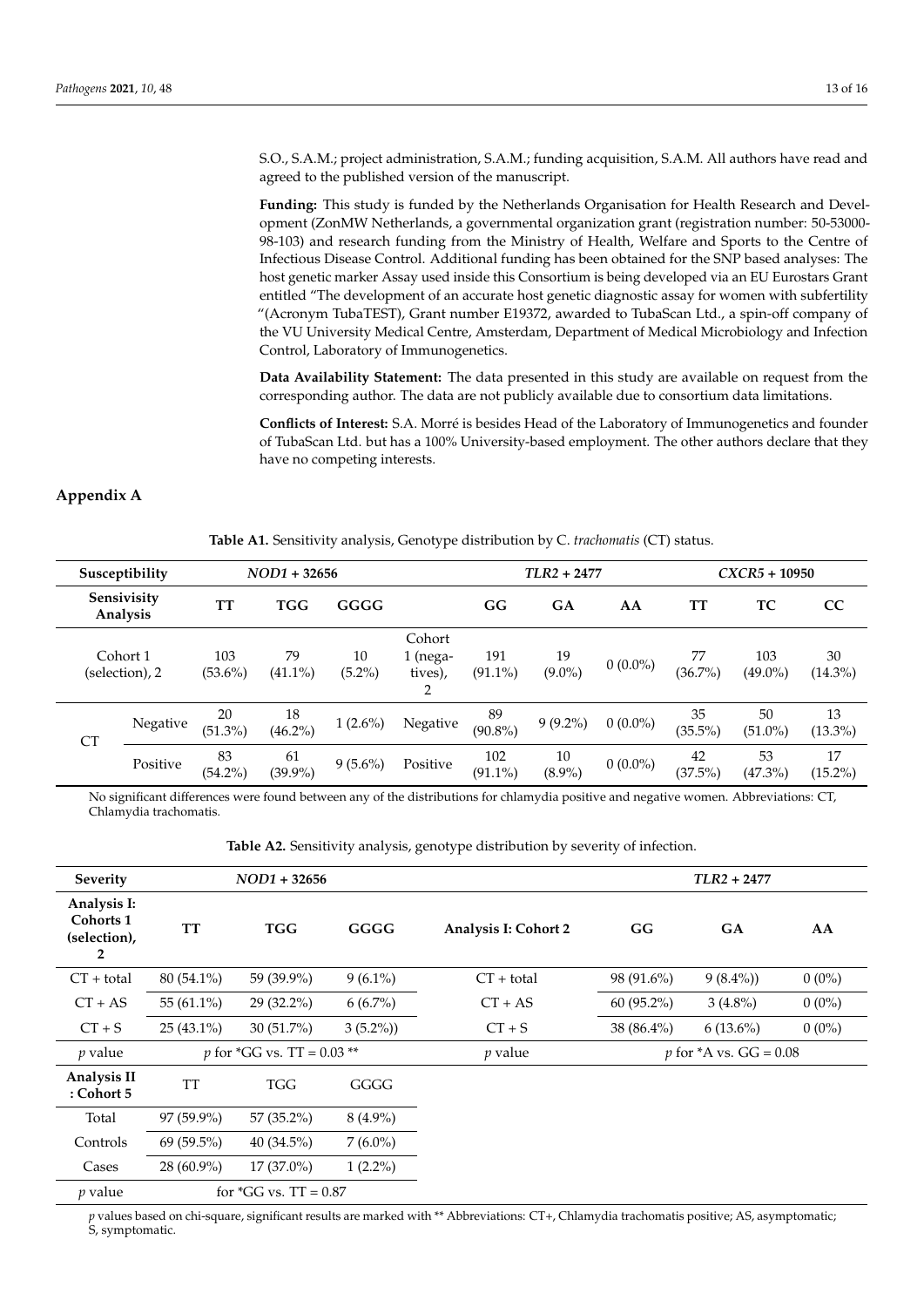S.O., S.A.M.; project administration, S.A.M.; funding acquisition, S.A.M. All authors have read and agreed to the published version of the manuscript.

**Funding:** This study is funded by the Netherlands Organisation for Health Research and Development (ZonMW Netherlands, a governmental organization grant (registration number: 50-53000-98-103) and research funding from the Ministry of Health, Welfare and Sports to the Centre of Infectious Disease Control. Additional funding has been obtained for the SNP based analyses: The host genetic marker Assay used inside this Consortium is being developed via an EU Eurostars Grant entitled "The development of an accurate host genetic diagnostic assay for women with subfertility "(Acronym TubaTEST), Grant number E19372, awarded to TubaScan Ltd., a spin-off company of the VU University Medical Centre, Amsterdam, Department of Medical Microbiology and Infection Control, Laboratory of Immunogenetics.

**Data Availability Statement:** The data presented in this study are available on request from the corresponding author. The data are not publicly available due to consortium data limitations.

**Conflicts of Interest:** S.A. Morré is besides Head of the Laboratory of Immunogenetics and founder of TubaScan Ltd. but has a 100% University-based employment. The other authors declare that they have no competing interests.

## Appendix A

**Table A1.** Sensitivity analysis, Genotype distribution by C. *trachomatis* (CT) status.

| Susceptibility | | *NOD1* + 32656 | | | | *TLR2* + 2477 | | | *CXCR5* + 10950 | | |
|---|---|---|---|---|---|---|---|---|---|---|---|
| **Sensivisity Analysis** | | **TT** | **TGG** | **GGGG** | | **GG** | **GA** | **AA** | **TT** | **TC** | **CC** |
| Cohort 1 (selection), 2 | | 103 (53.6%) | 79 (41.1%) | 10 (5.2%) | Cohort 1 (negatives), 2 | 191 (91.1%) | 19 (9.0%) | 0 (0.0%) | 77 (36.7%) | 103 (49.0%) | 30 (14.3%) |
| CT | Negative | 20 (51.3%) | 18 (46.2%) | 1 (2.6%) | Negative | 89 (90.8%) | 9 (9.2%) | 0 (0.0%) | 35 (35.5%) | 50 (51.0%) | 13 (13.3%) |
| | Positive | 83 (54.2%) | 61 (39.9%) | 9 (5.6%) | Positive | 102 (91.1%) | 10 (8.9%) | 0 (0.0%) | 42 (37.5%) | 53 (47.3%) | 17 (15.2%) |

No significant differences were found between any of the distributions for chlamydia positive and negative women. Abbreviations: CT, Chlamydia trachomatis.

**Table A2.** Sensitivity analysis, genotype distribution by severity of infection.

| Severity | *NOD1* + 32656 | | | | *TLR2* + 2477 | | |
|---|---|---|---|---|---|---|---|
| **Analysis I: Cohorts 1 (selection), 2** | **TT** | **TGG** | **GGGG** | **Analysis I: Cohort 2** | **GG** | **GA** | **AA** |
| CT + total | 80 (54.1%) | 59 (39.9%) | 9 (6.1%) | CT + total | 98 (91.6%) | 9 (8.4%)) | 0 (0%) |
| CT + AS | 55 (61.1%) | 29 (32.2%) | 6 (6.7%) | CT + AS | 60 (95.2%) | 3 (4.8%) | 0 (0%) |
| CT + S | 25 (43.1%) | 30 (51.7%) | 3 (5.2%)) | CT + S | 38 (86.4%) | 6 (13.6%) | 0 (0%) |
| *p* value | *p* for *GG vs. TT = 0.03 ** | | | *p* value | *p* for *A vs. GG = 0.08 | | |
| **Analysis II : Cohort 5** | TT | TGG | GGGG | | | | |
| Total | 97 (59.9%) | 57 (35.2%) | 8 (4.9%) | | | | |
| Controls | 69 (59.5%) | 40 (34.5%) | 7 (6.0%) | | | | |
| Cases | 28 (60.9%) | 17 (37.0%) | 1 (2.2%) | | | | |
| *p* value | for *GG vs. TT = 0.87 | | | | | | |

*p* values based on chi-square, significant results are marked with ** Abbreviations: CT+, Chlamydia trachomatis positive; AS, asymptomatic; S, symptomatic.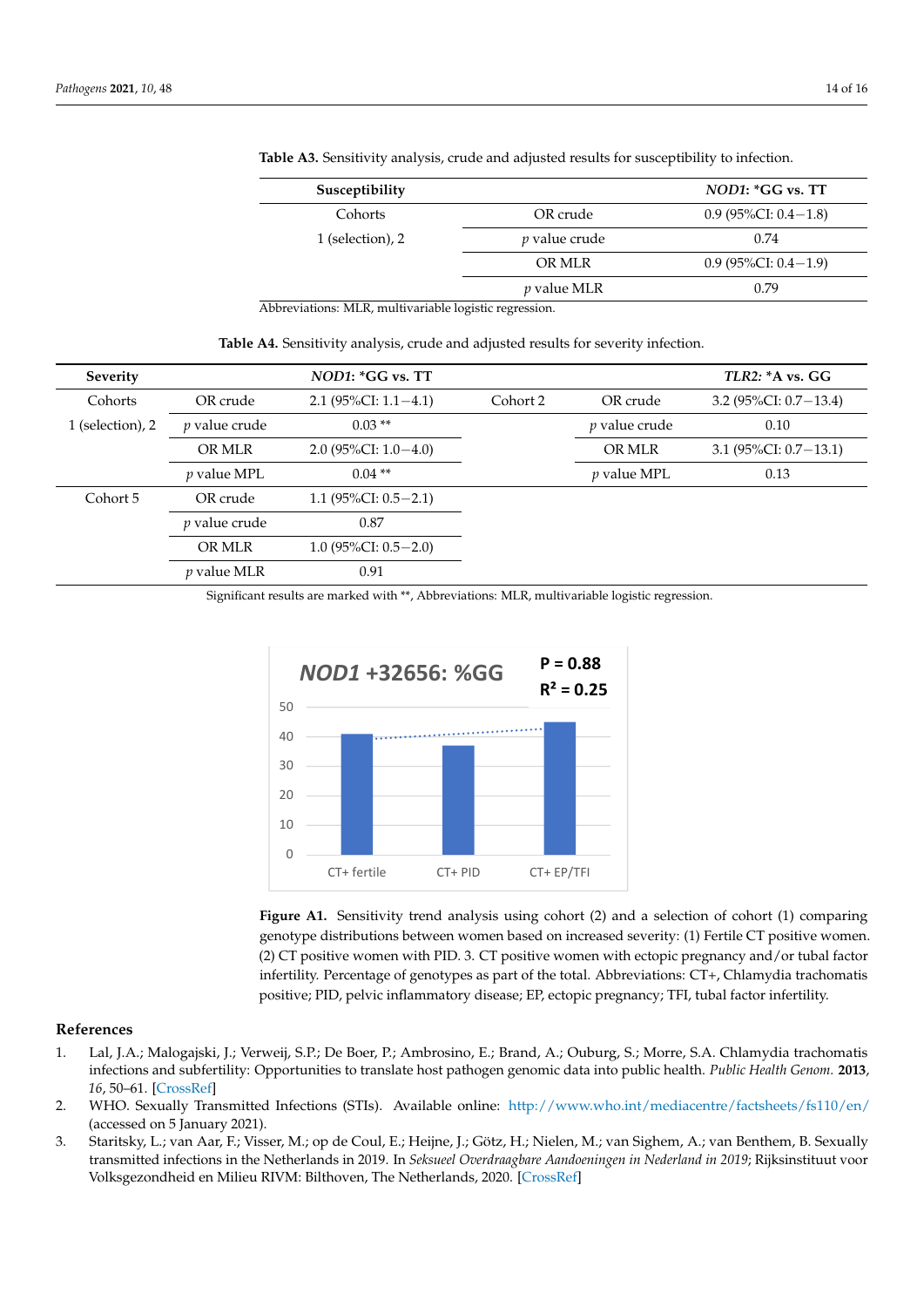**Table A3.** Sensitivity analysis, crude and adjusted results for susceptibility to infection.

| Susceptibility | | *NOD1*: *GG vs. TT |
|---|---|---|
| Cohorts | OR crude | 0.9 (95%CI: 0.4−1.8) |
| 1 (selection), 2 | *p* value crude | 0.74 |
| | OR MLR | 0.9 (95%CI: 0.4−1.9) |
| | *p* value MLR | 0.79 |

Abbreviations: MLR, multivariable logistic regression.

**Table A4.** Sensitivity analysis, crude and adjusted results for severity infection.

| Severity | | *NOD1*: *GG vs. TT | | | *TLR2*: *A vs. GG |
|---|---|---|---|---|---|
| Cohorts | OR crude | 2.1 (95%CI: 1.1−4.1) | Cohort 2 | OR crude | 3.2 (95%CI: 0.7−13.4) |
| 1 (selection), 2 | *p* value crude | 0.03 ** | | *p* value crude | 0.10 |
| | OR MLR | 2.0 (95%CI: 1.0−4.0) | | OR MLR | 3.1 (95%CI: 0.7−13.1) |
| | *p* value MPL | 0.04 ** | | *p* value MPL | 0.13 |
| Cohort 5 | OR crude | 1.1 (95%CI: 0.5−2.1) | | | |
| | *p* value crude | 0.87 | | | |
| | OR MLR | 1.0 (95%CI: 0.5−2.0) | | | |
| | *p* value MLR | 0.91 | | | |

Significant results are marked with **, Abbreviations: MLR, multivariable logistic regression.

**Figure A1.** Sensitivity trend analysis using cohort (2) and a selection of cohort (1) comparing genotype distributions between women based on increased severity: (1) Fertile CT positive women. (2) CT positive women with PID. 3. CT positive women with ectopic pregnancy and/or tubal factor infertility. Percentage of genotypes as part of the total. Abbreviations: CT+, Chlamydia trachomatis positive; PID, pelvic inflammatory disease; EP, ectopic pregnancy; TFI, tubal factor infertility.

## References

1. Lal, J.A.; Malogajski, J.; Verweij, S.P.; De Boer, P.; Ambrosino, E.; Brand, A.; Ouburg, S.; Morre, S.A. Chlamydia trachomatis infections and subfertility: Opportunities to translate host pathogen genomic data into public health. *Public Health Genom.* **2013**, *16*, 50–61. [CrossRef]
2. WHO. Sexually Transmitted Infections (STIs). Available online: http://www.who.int/mediacentre/factsheets/fs110/en/ (accessed on 5 January 2021).
3. Staritsky, L.; van Aar, F.; Visser, M.; op de Coul, E.; Heijne, J.; Götz, H.; Nielen, M.; van Sighem, A.; van Benthem, B. Sexually transmitted infections in the Netherlands in 2019. In *Seksueel Overdraagbare Aandoeningen in Nederland in 2019*; Rijksinstituut voor Volksgezondheid en Milieu RIVM: Bilthoven, The Netherlands, 2020. [CrossRef]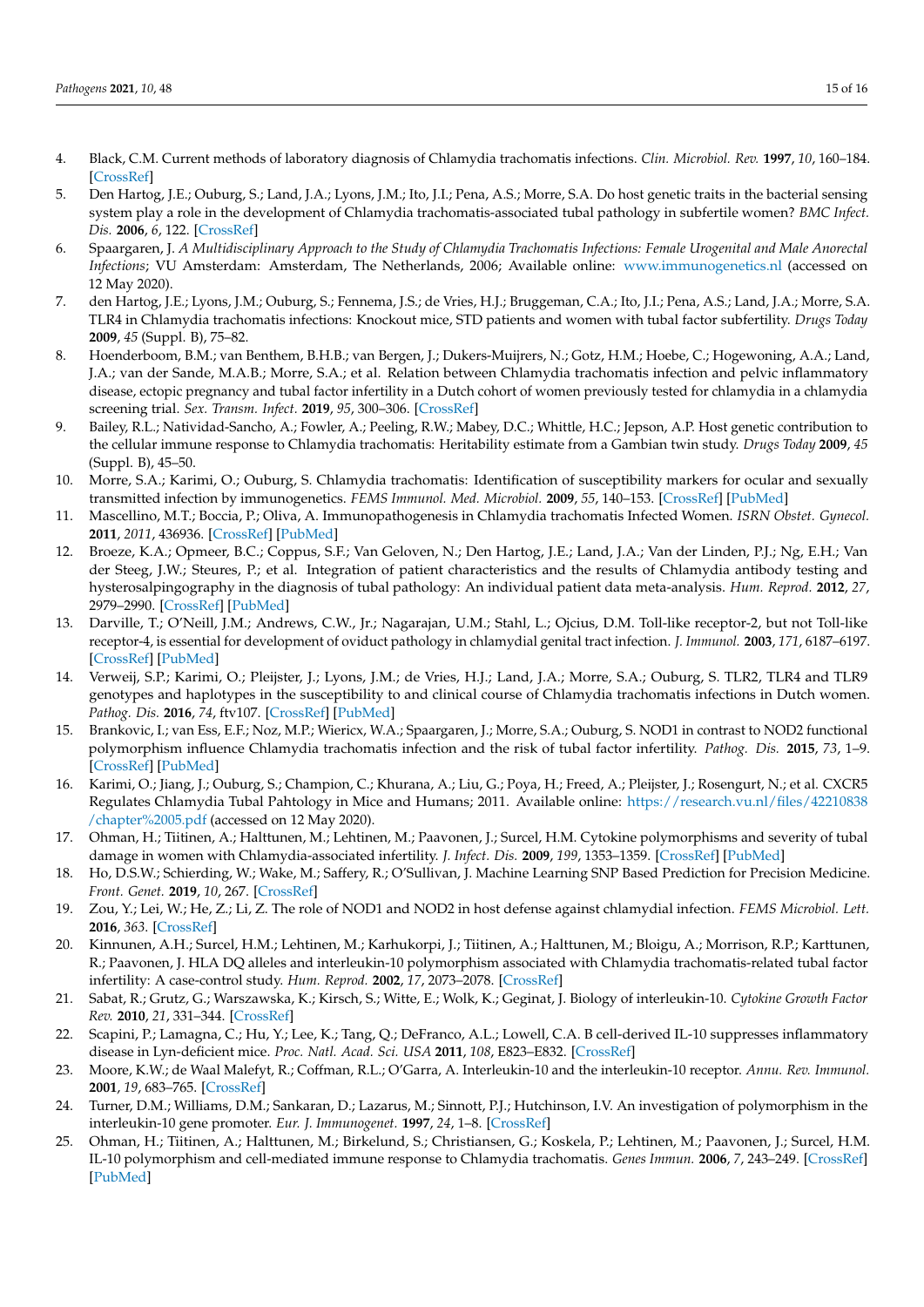4. Black, C.M. Current methods of laboratory diagnosis of Chlamydia trachomatis infections. *Clin. Microbiol. Rev.* **1997**, *10*, 160–184. [CrossRef]
5. Den Hartog, J.E.; Ouburg, S.; Land, J.A.; Lyons, J.M.; Ito, J.I.; Pena, A.S.; Morre, S.A. Do host genetic traits in the bacterial sensing system play a role in the development of Chlamydia trachomatis-associated tubal pathology in subfertile women? *BMC Infect. Dis.* **2006**, *6*, 122. [CrossRef]
6. Spaargaren, J. *A Multidisciplinary Approach to the Study of Chlamydia Trachomatis Infections: Female Urogenital and Male Anorectal Infections*; VU Amsterdam: Amsterdam, The Netherlands, 2006; Available online: www.immunogenetics.nl (accessed on 12 May 2020).
7. den Hartog, J.E.; Lyons, J.M.; Ouburg, S.; Fennema, J.S.; de Vries, H.J.; Bruggeman, C.A.; Ito, J.I.; Pena, A.S.; Land, J.A.; Morre, S.A. TLR4 in Chlamydia trachomatis infections: Knockout mice, STD patients and women with tubal factor subfertility. *Drugs Today* **2009**, *45* (Suppl. B), 75–82.
8. Hoenderboom, B.M.; van Benthem, B.H.B.; van Bergen, J.; Dukers-Muijrers, N.; Gotz, H.M.; Hoebe, C.; Hogewoning, A.A.; Land, J.A.; van der Sande, M.A.B.; Morre, S.A.; et al. Relation between Chlamydia trachomatis infection and pelvic inflammatory disease, ectopic pregnancy and tubal factor infertility in a Dutch cohort of women previously tested for chlamydia in a chlamydia screening trial. *Sex. Transm. Infect.* **2019**, *95*, 300–306. [CrossRef]
9. Bailey, R.L.; Natividad-Sancho, A.; Fowler, A.; Peeling, R.W.; Mabey, D.C.; Whittle, H.C.; Jepson, A.P. Host genetic contribution to the cellular immune response to Chlamydia trachomatis: Heritability estimate from a Gambian twin study. *Drugs Today* **2009**, *45* (Suppl. B), 45–50.
10. Morre, S.A.; Karimi, O.; Ouburg, S. Chlamydia trachomatis: Identification of susceptibility markers for ocular and sexually transmitted infection by immunogenetics. *FEMS Immunol. Med. Microbiol.* **2009**, *55*, 140–153. [CrossRef] [PubMed]
11. Mascellino, M.T.; Boccia, P.; Oliva, A. Immunopathogenesis in Chlamydia trachomatis Infected Women. *ISRN Obstet. Gynecol.* **2011**, *2011*, 436936. [CrossRef] [PubMed]
12. Broeze, K.A.; Opmeer, B.C.; Coppus, S.F.; Van Geloven, N.; Den Hartog, J.E.; Land, J.A.; Van der Linden, P.J.; Ng, E.H.; Van der Steeg, J.W.; Steures, P.; et al. Integration of patient characteristics and the results of Chlamydia antibody testing and hysterosalpingography in the diagnosis of tubal pathology: An individual patient data meta-analysis. *Hum. Reprod.* **2012**, *27*, 2979–2990. [CrossRef] [PubMed]
13. Darville, T.; O'Neill, J.M.; Andrews, C.W., Jr.; Nagarajan, U.M.; Stahl, L.; Ojcius, D.M. Toll-like receptor-2, but not Toll-like receptor-4, is essential for development of oviduct pathology in chlamydial genital tract infection. *J. Immunol.* **2003**, *171*, 6187–6197. [CrossRef] [PubMed]
14. Verweij, S.P.; Karimi, O.; Pleijster, J.; Lyons, J.M.; de Vries, H.J.; Land, J.A.; Morre, S.A.; Ouburg, S. TLR2, TLR4 and TLR9 genotypes and haplotypes in the susceptibility to and clinical course of Chlamydia trachomatis infections in Dutch women. *Pathog. Dis.* **2016**, *74*, ftv107. [CrossRef] [PubMed]
15. Brankovic, I.; van Ess, E.F.; Noz, M.P.; Wiericx, W.A.; Spaargaren, J.; Morre, S.A.; Ouburg, S. NOD1 in contrast to NOD2 functional polymorphism influence Chlamydia trachomatis infection and the risk of tubal factor infertility. *Pathog. Dis.* **2015**, *73*, 1–9. [CrossRef] [PubMed]
16. Karimi, O.; Jiang, J.; Ouburg, S.; Champion, C.; Khurana, A.; Liu, G.; Poya, H.; Freed, A.; Pleijster, J.; Rosengurt, N.; et al. CXCR5 Regulates Chlamydia Tubal Pahtology in Mice and Humans; 2011. Available online: https://research.vu.nl/files/42210838/chapter%2005.pdf (accessed on 12 May 2020).
17. Ohman, H.; Tiitinen, A.; Halttunen, M.; Lehtinen, M.; Paavonen, J.; Surcel, H.M. Cytokine polymorphisms and severity of tubal damage in women with Chlamydia-associated infertility. *J. Infect. Dis.* **2009**, *199*, 1353–1359. [CrossRef] [PubMed]
18. Ho, D.S.W.; Schierding, W.; Wake, M.; Saffery, R.; O'Sullivan, J. Machine Learning SNP Based Prediction for Precision Medicine. *Front. Genet.* **2019**, *10*, 267. [CrossRef]
19. Zou, Y.; Lei, W.; He, Z.; Li, Z. The role of NOD1 and NOD2 in host defense against chlamydial infection. *FEMS Microbiol. Lett.* **2016**, *363*. [CrossRef]
20. Kinnunen, A.H.; Surcel, H.M.; Lehtinen, M.; Karhukorpi, J.; Tiitinen, A.; Halttunen, M.; Bloigu, A.; Morrison, R.P.; Karttunen, R.; Paavonen, J. HLA DQ alleles and interleukin-10 polymorphism associated with Chlamydia trachomatis-related tubal factor infertility: A case-control study. *Hum. Reprod.* **2002**, *17*, 2073–2078. [CrossRef]
21. Sabat, R.; Grutz, G.; Warszawska, K.; Kirsch, S.; Witte, E.; Wolk, K.; Geginat, J. Biology of interleukin-10. *Cytokine Growth Factor Rev.* **2010**, *21*, 331–344. [CrossRef]
22. Scapini, P.; Lamagna, C.; Hu, Y.; Lee, K.; Tang, Q.; DeFranco, A.L.; Lowell, C.A. B cell-derived IL-10 suppresses inflammatory disease in Lyn-deficient mice. *Proc. Natl. Acad. Sci. USA* **2011**, *108*, E823–E832. [CrossRef]
23. Moore, K.W.; de Waal Malefyt, R.; Coffman, R.L.; O'Garra, A. Interleukin-10 and the interleukin-10 receptor. *Annu. Rev. Immunol.* **2001**, *19*, 683–765. [CrossRef]
24. Turner, D.M.; Williams, D.M.; Sankaran, D.; Lazarus, M.; Sinnott, P.J.; Hutchinson, I.V. An investigation of polymorphism in the interleukin-10 gene promoter. *Eur. J. Immunogenet.* **1997**, *24*, 1–8. [CrossRef]
25. Ohman, H.; Tiitinen, A.; Halttunen, M.; Birkelund, S.; Christiansen, G.; Koskela, P.; Lehtinen, M.; Paavonen, J.; Surcel, H.M. IL-10 polymorphism and cell-mediated immune response to Chlamydia trachomatis. *Genes Immun.* **2006**, *7*, 243–249. [CrossRef] [PubMed]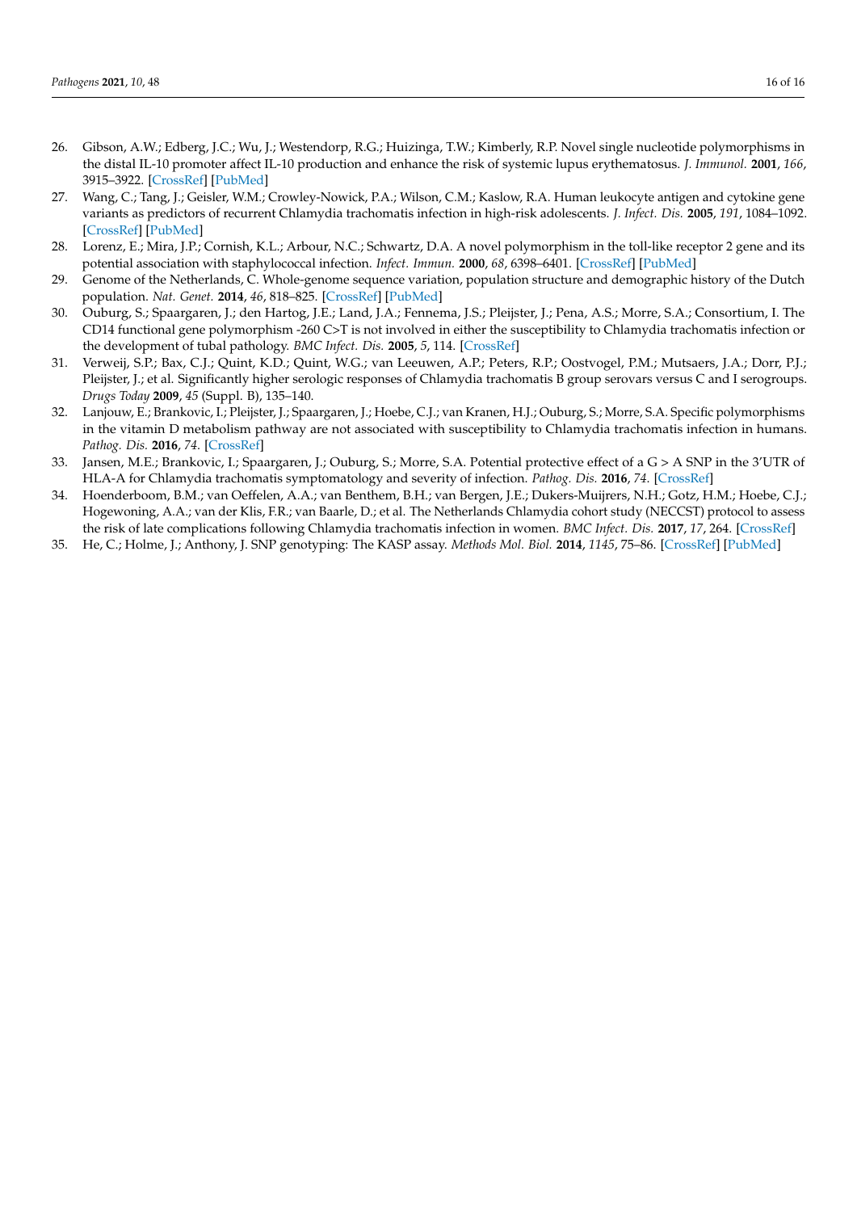26. Gibson, A.W.; Edberg, J.C.; Wu, J.; Westendorp, R.G.; Huizinga, T.W.; Kimberly, R.P. Novel single nucleotide polymorphisms in the distal IL-10 promoter affect IL-10 production and enhance the risk of systemic lupus erythematosus. *J. Immunol.* **2001**, *166*, 3915–3922. [CrossRef] [PubMed]
27. Wang, C.; Tang, J.; Geisler, W.M.; Crowley-Nowick, P.A.; Wilson, C.M.; Kaslow, R.A. Human leukocyte antigen and cytokine gene variants as predictors of recurrent Chlamydia trachomatis infection in high-risk adolescents. *J. Infect. Dis.* **2005**, *191*, 1084–1092. [CrossRef] [PubMed]
28. Lorenz, E.; Mira, J.P.; Cornish, K.L.; Arbour, N.C.; Schwartz, D.A. A novel polymorphism in the toll-like receptor 2 gene and its potential association with staphylococcal infection. *Infect. Immun.* **2000**, *68*, 6398–6401. [CrossRef] [PubMed]
29. Genome of the Netherlands, C. Whole-genome sequence variation, population structure and demographic history of the Dutch population. *Nat. Genet.* **2014**, *46*, 818–825. [CrossRef] [PubMed]
30. Ouburg, S.; Spaargaren, J.; den Hartog, J.E.; Land, J.A.; Fennema, J.S.; Pleijster, J.; Pena, A.S.; Morre, S.A.; Consortium, I. The CD14 functional gene polymorphism -260 C>T is not involved in either the susceptibility to Chlamydia trachomatis infection or the development of tubal pathology. *BMC Infect. Dis.* **2005**, *5*, 114. [CrossRef]
31. Verweij, S.P.; Bax, C.J.; Quint, K.D.; Quint, W.G.; van Leeuwen, A.P.; Peters, R.P.; Oostvogel, P.M.; Mutsaers, J.A.; Dorr, P.J.; Pleijster, J.; et al. Significantly higher serologic responses of Chlamydia trachomatis B group serovars versus C and I serogroups. *Drugs Today* **2009**, *45* (Suppl. B), 135–140.
32. Lanjouw, E.; Brankovic, I.; Pleijster, J.; Spaargaren, J.; Hoebe, C.J.; van Kranen, H.J.; Ouburg, S.; Morre, S.A. Specific polymorphisms in the vitamin D metabolism pathway are not associated with susceptibility to Chlamydia trachomatis infection in humans. *Pathog. Dis.* **2016**, *74*. [CrossRef]
33. Jansen, M.E.; Brankovic, I.; Spaargaren, J.; Ouburg, S.; Morre, S.A. Potential protective effect of a G > A SNP in the 3'UTR of HLA-A for Chlamydia trachomatis symptomatology and severity of infection. *Pathog. Dis.* **2016**, *74*. [CrossRef]
34. Hoenderboom, B.M.; van Oeffelen, A.A.; van Benthem, B.H.; van Bergen, J.E.; Dukers-Muijrers, N.H.; Gotz, H.M.; Hoebe, C.J.; Hogewoning, A.A.; van der Klis, F.R.; van Baarle, D.; et al. The Netherlands Chlamydia cohort study (NECCST) protocol to assess the risk of late complications following Chlamydia trachomatis infection in women. *BMC Infect. Dis.* **2017**, *17*, 264. [CrossRef]
35. He, C.; Holme, J.; Anthony, J. SNP genotyping: The KASP assay. *Methods Mol. Biol.* **2014**, *1145*, 75–86. [CrossRef] [PubMed]